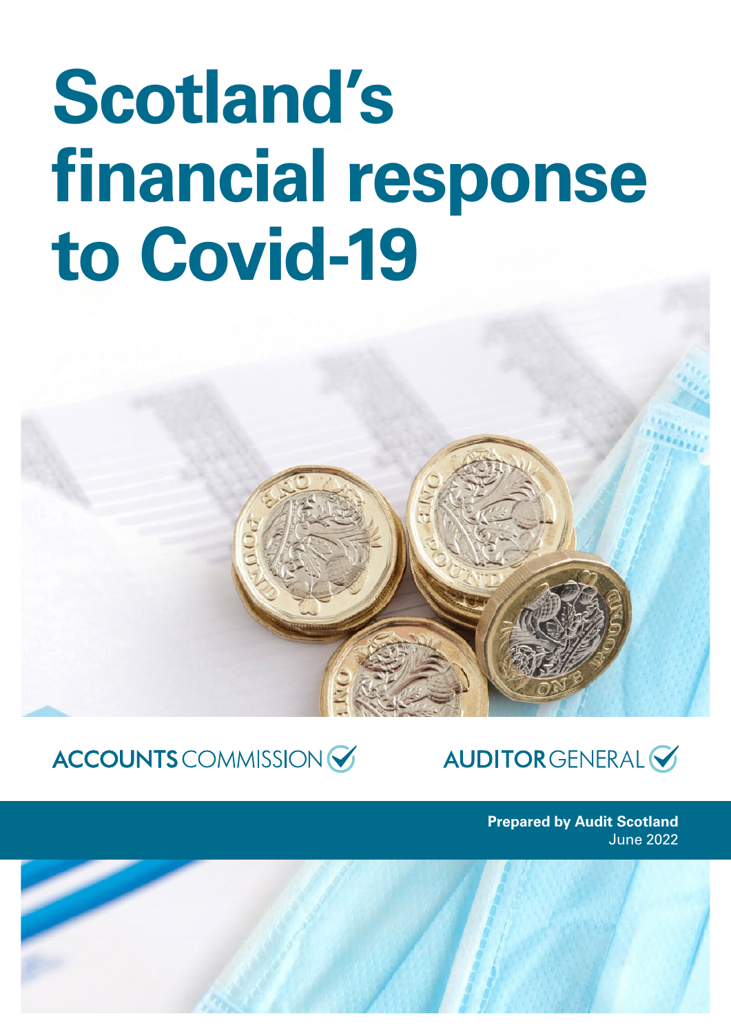# Scotland's financial response to Covid-19

ACCOUNTS COMMISSION

AUDITOR GENERAL

**Prepared by Audit Scotland**
June 2022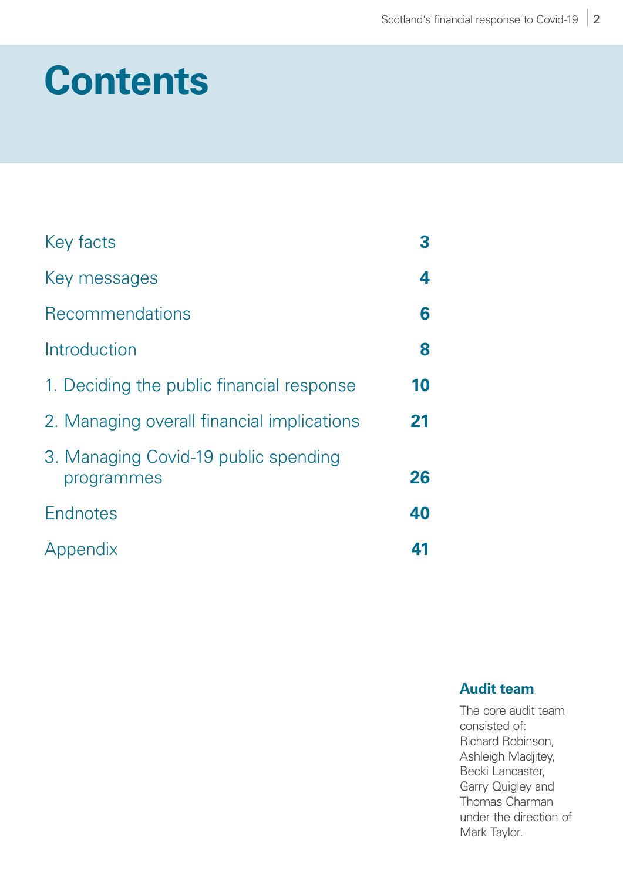# Contents

| | |
|---|---|
| Key facts | 3 |
| Key messages | 4 |
| Recommendations | 6 |
| Introduction | 8 |
| 1. Deciding the public financial response | 10 |
| 2. Managing overall financial implications | 21 |
| 3. Managing Covid-19 public spending programmes | 26 |
| Endnotes | 40 |
| Appendix | 41 |

**Audit team**

The core audit team consisted of: Richard Robinson, Ashleigh Madjitey, Becki Lancaster, Garry Quigley and Thomas Charman under the direction of Mark Taylor.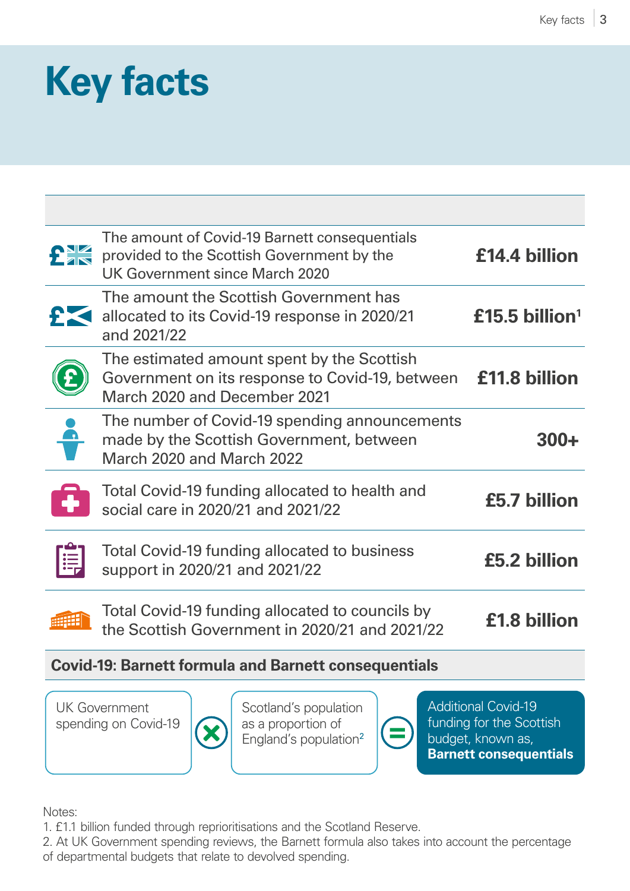# Key facts

| Description | Value |
|---|---|
| The amount of Covid-19 Barnett consequentials provided to the Scottish Government by the UK Government since March 2020 | **£14.4 billion** |
| The amount the Scottish Government has allocated to its Covid-19 response in 2020/21 and 2021/22 | **£15.5 billion**[1] |
| The estimated amount spent by the Scottish Government on its response to Covid-19, between March 2020 and December 2021 | **£11.8 billion** |
| The number of Covid-19 spending announcements made by the Scottish Government, between March 2020 and March 2022 | **300+** |
| Total Covid-19 funding allocated to health and social care in 2020/21 and 2021/22 | **£5.7 billion** |
| Total Covid-19 funding allocated to business support in 2020/21 and 2021/22 | **£5.2 billion** |
| Total Covid-19 funding allocated to councils by the Scottish Government in 2020/21 and 2021/22 | **£1.8 billion** |

## Covid-19: Barnett formula and Barnett consequentials

UK Government spending on Covid-19 × Scotland's population as a proportion of England's population[2] = Additional Covid-19 funding for the Scottish budget, known as, **Barnett consequentials**

Notes:

1. £1.1 billion funded through reprioritisations and the Scotland Reserve.
2. At UK Government spending reviews, the Barnett formula also takes into account the percentage of departmental budgets that relate to devolved spending.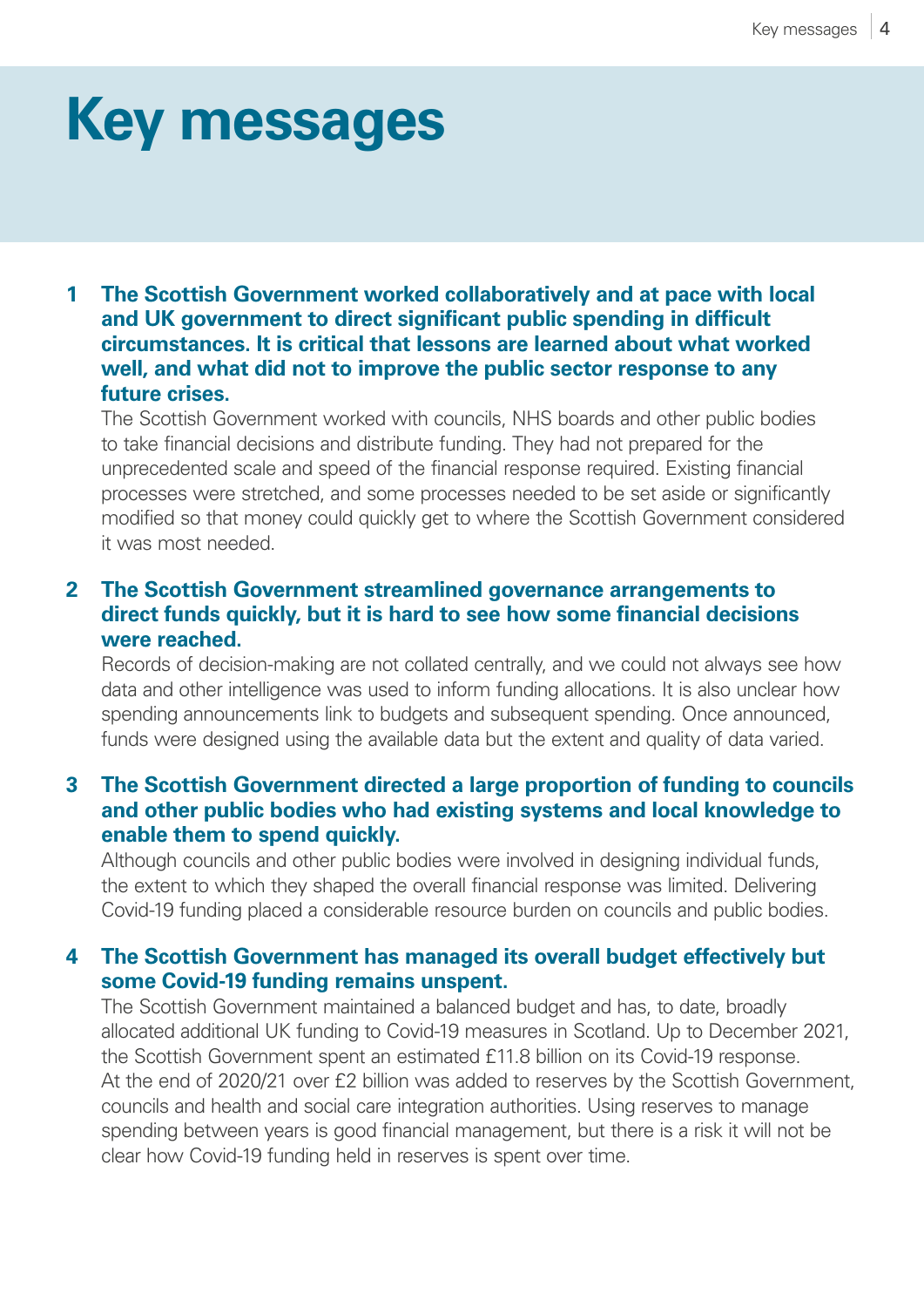# Key messages

1. **The Scottish Government worked collaboratively and at pace with local and UK government to direct significant public spending in difficult circumstances. It is critical that lessons are learned about what worked well, and what did not to improve the public sector response to any future crises.**
   The Scottish Government worked with councils, NHS boards and other public bodies to take financial decisions and distribute funding. They had not prepared for the unprecedented scale and speed of the financial response required. Existing financial processes were stretched, and some processes needed to be set aside or significantly modified so that money could quickly get to where the Scottish Government considered it was most needed.

2. **The Scottish Government streamlined governance arrangements to direct funds quickly, but it is hard to see how some financial decisions were reached.**
   Records of decision-making are not collated centrally, and we could not always see how data and other intelligence was used to inform funding allocations. It is also unclear how spending announcements link to budgets and subsequent spending. Once announced, funds were designed using the available data but the extent and quality of data varied.

3. **The Scottish Government directed a large proportion of funding to councils and other public bodies who had existing systems and local knowledge to enable them to spend quickly.**
   Although councils and other public bodies were involved in designing individual funds, the extent to which they shaped the overall financial response was limited. Delivering Covid-19 funding placed a considerable resource burden on councils and public bodies.

4. **The Scottish Government has managed its overall budget effectively but some Covid-19 funding remains unspent.**
   The Scottish Government maintained a balanced budget and has, to date, broadly allocated additional UK funding to Covid-19 measures in Scotland. Up to December 2021, the Scottish Government spent an estimated £11.8 billion on its Covid-19 response. At the end of 2020/21 over £2 billion was added to reserves by the Scottish Government, councils and health and social care integration authorities. Using reserves to manage spending between years is good financial management, but there is a risk it will not be clear how Covid-19 funding held in reserves is spent over time.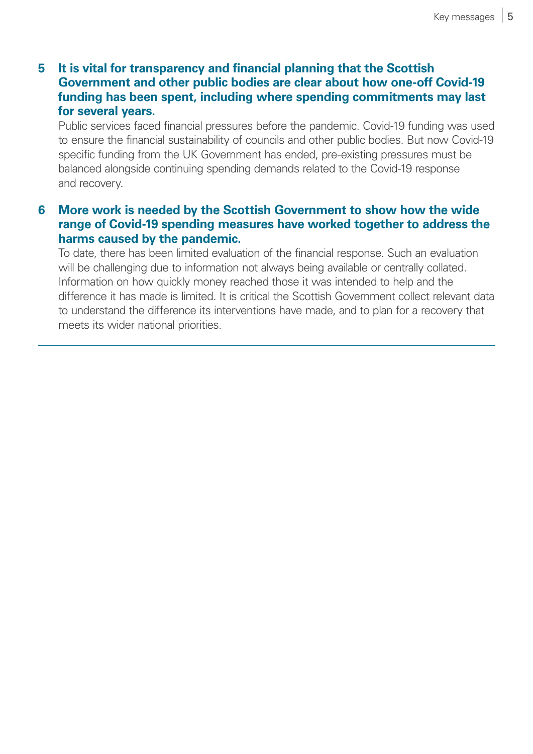5. **It is vital for transparency and financial planning that the Scottish Government and other public bodies are clear about how one-off Covid-19 funding has been spent, including where spending commitments may last for several years.**

   Public services faced financial pressures before the pandemic. Covid-19 funding was used to ensure the financial sustainability of councils and other public bodies. But now Covid-19 specific funding from the UK Government has ended, pre-existing pressures must be balanced alongside continuing spending demands related to the Covid-19 response and recovery.

6. **More work is needed by the Scottish Government to show how the wide range of Covid-19 spending measures have worked together to address the harms caused by the pandemic.**

   To date, there has been limited evaluation of the financial response. Such an evaluation will be challenging due to information not always being available or centrally collated. Information on how quickly money reached those it was intended to help and the difference it has made is limited. It is critical the Scottish Government collect relevant data to understand the difference its interventions have made, and to plan for a recovery that meets its wider national priorities.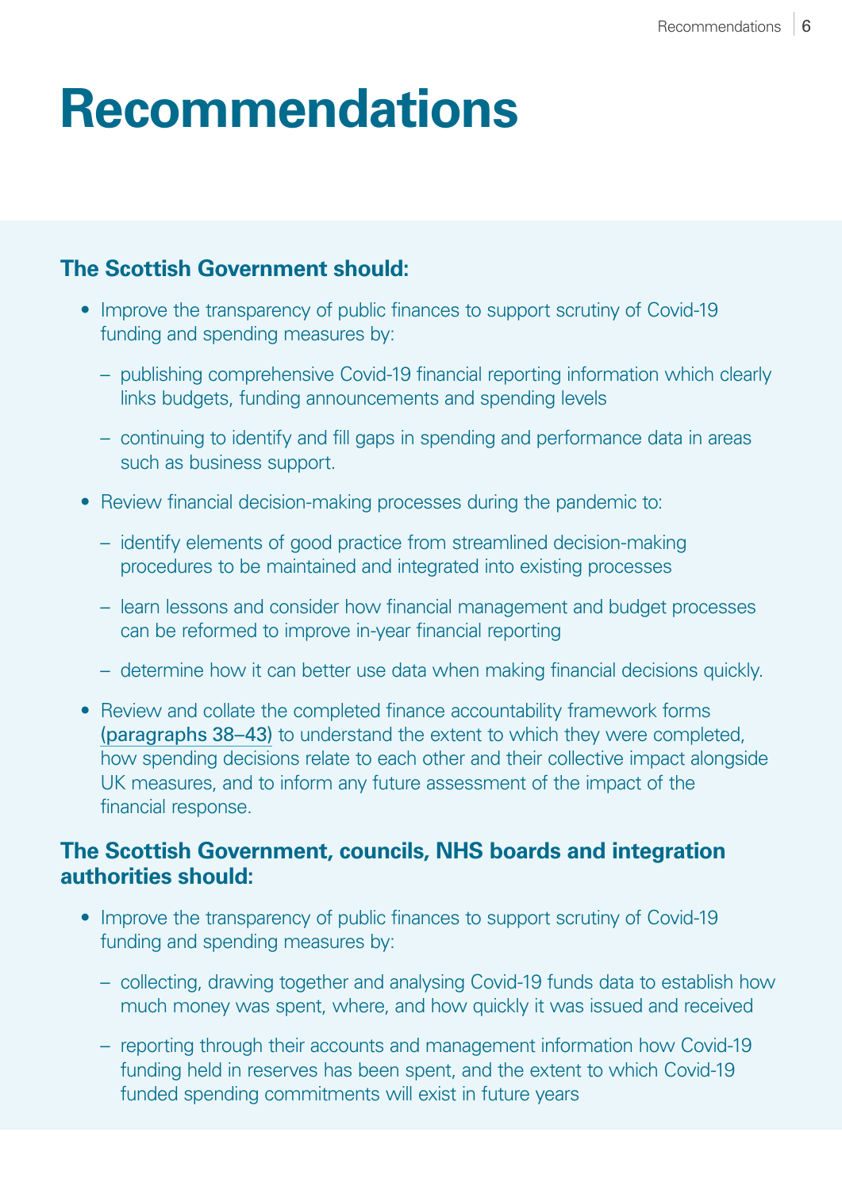# Recommendations

**The Scottish Government should:**

- Improve the transparency of public finances to support scrutiny of Covid-19 funding and spending measures by:
  - publishing comprehensive Covid-19 financial reporting information which clearly links budgets, funding announcements and spending levels
  - continuing to identify and fill gaps in spending and performance data in areas such as business support.
- Review financial decision-making processes during the pandemic to:
  - identify elements of good practice from streamlined decision-making procedures to be maintained and integrated into existing processes
  - learn lessons and consider how financial management and budget processes can be reformed to improve in-year financial reporting
  - determine how it can better use data when making financial decisions quickly.
- Review and collate the completed finance accountability framework forms (paragraphs 38–43) to understand the extent to which they were completed, how spending decisions relate to each other and their collective impact alongside UK measures, and to inform any future assessment of the impact of the financial response.

**The Scottish Government, councils, NHS boards and integration authorities should:**

- Improve the transparency of public finances to support scrutiny of Covid-19 funding and spending measures by:
  - collecting, drawing together and analysing Covid-19 funds data to establish how much money was spent, where, and how quickly it was issued and received
  - reporting through their accounts and management information how Covid-19 funding held in reserves has been spent, and the extent to which Covid-19 funded spending commitments will exist in future years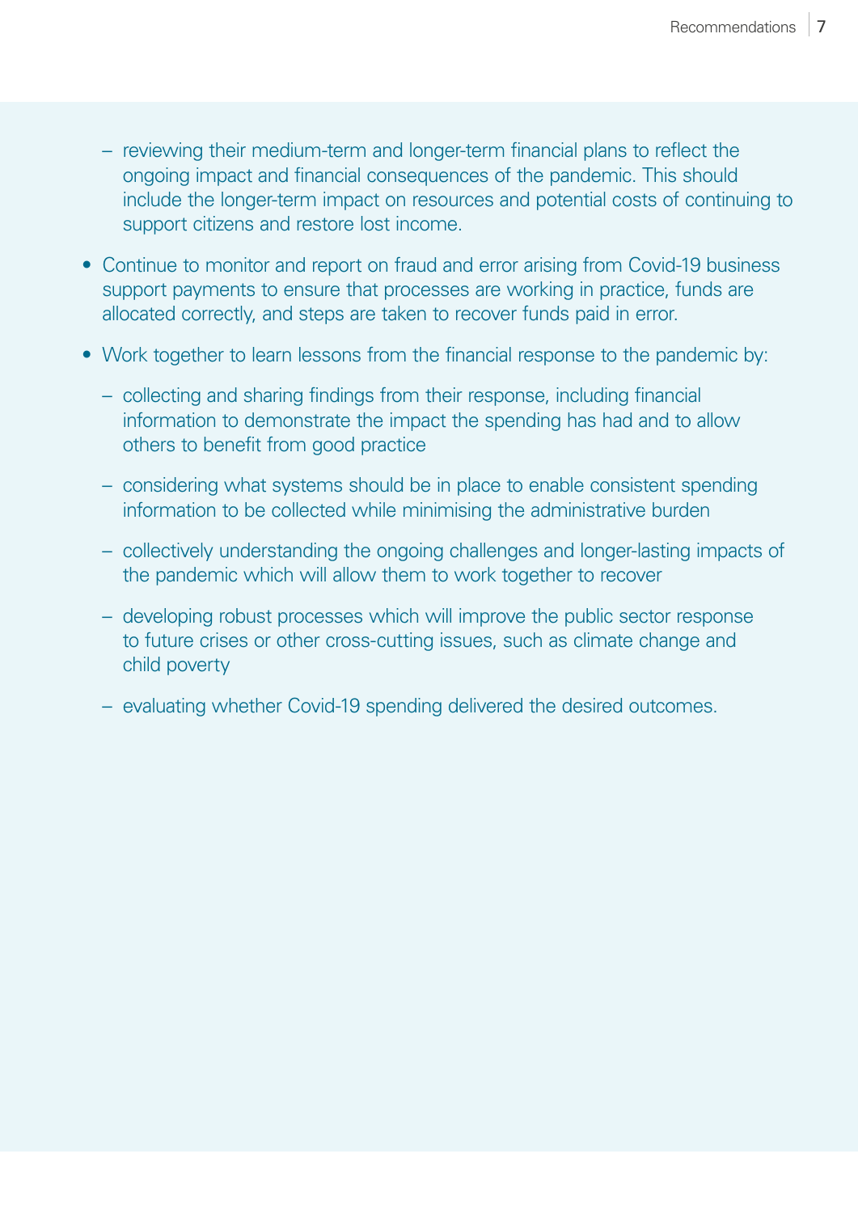- reviewing their medium-term and longer-term financial plans to reflect the ongoing impact and financial consequences of the pandemic. This should include the longer-term impact on resources and potential costs of continuing to support citizens and restore lost income.

- Continue to monitor and report on fraud and error arising from Covid-19 business support payments to ensure that processes are working in practice, funds are allocated correctly, and steps are taken to recover funds paid in error.

- Work together to learn lessons from the financial response to the pandemic by:
  - collecting and sharing findings from their response, including financial information to demonstrate the impact the spending has had and to allow others to benefit from good practice
  - considering what systems should be in place to enable consistent spending information to be collected while minimising the administrative burden
  - collectively understanding the ongoing challenges and longer-lasting impacts of the pandemic which will allow them to work together to recover
  - developing robust processes which will improve the public sector response to future crises or other cross-cutting issues, such as climate change and child poverty
  - evaluating whether Covid-19 spending delivered the desired outcomes.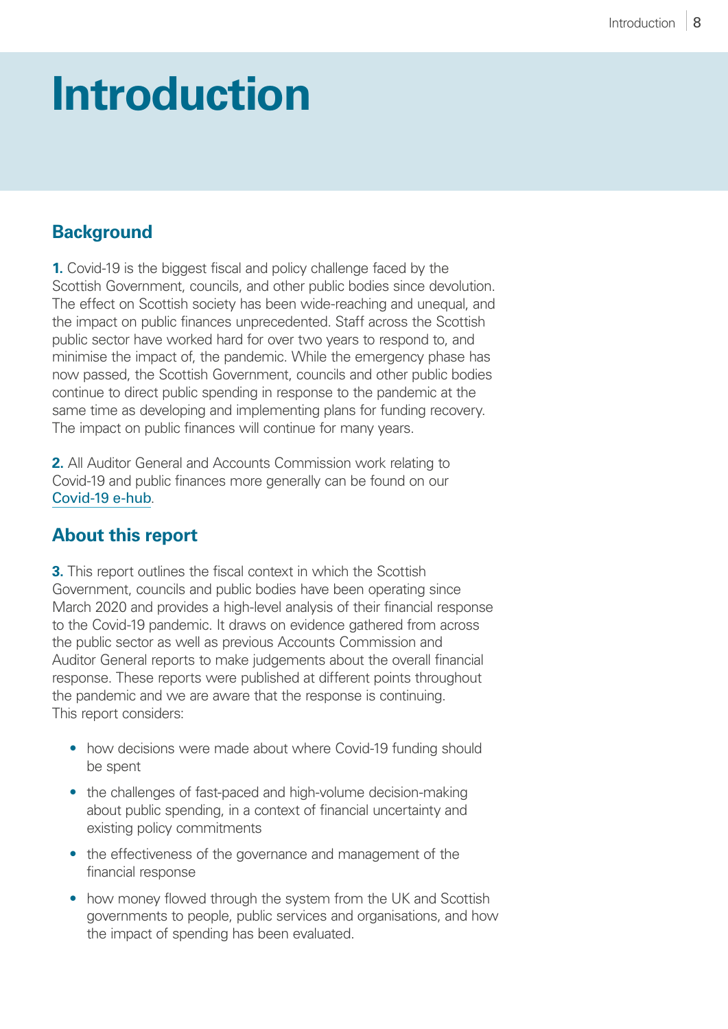# Introduction

## Background

**1.** Covid-19 is the biggest fiscal and policy challenge faced by the Scottish Government, councils, and other public bodies since devolution. The effect on Scottish society has been wide-reaching and unequal, and the impact on public finances unprecedented. Staff across the Scottish public sector have worked hard for over two years to respond to, and minimise the impact of, the pandemic. While the emergency phase has now passed, the Scottish Government, councils and other public bodies continue to direct public spending in response to the pandemic at the same time as developing and implementing plans for funding recovery. The impact on public finances will continue for many years.

**2.** All Auditor General and Accounts Commission work relating to Covid-19 and public finances more generally can be found on our Covid-19 e-hub.

## About this report

**3.** This report outlines the fiscal context in which the Scottish Government, councils and public bodies have been operating since March 2020 and provides a high-level analysis of their financial response to the Covid-19 pandemic. It draws on evidence gathered from across the public sector as well as previous Accounts Commission and Auditor General reports to make judgements about the overall financial response. These reports were published at different points throughout the pandemic and we are aware that the response is continuing. This report considers:

- how decisions were made about where Covid-19 funding should be spent
- the challenges of fast-paced and high-volume decision-making about public spending, in a context of financial uncertainty and existing policy commitments
- the effectiveness of the governance and management of the financial response
- how money flowed through the system from the UK and Scottish governments to people, public services and organisations, and how the impact of spending has been evaluated.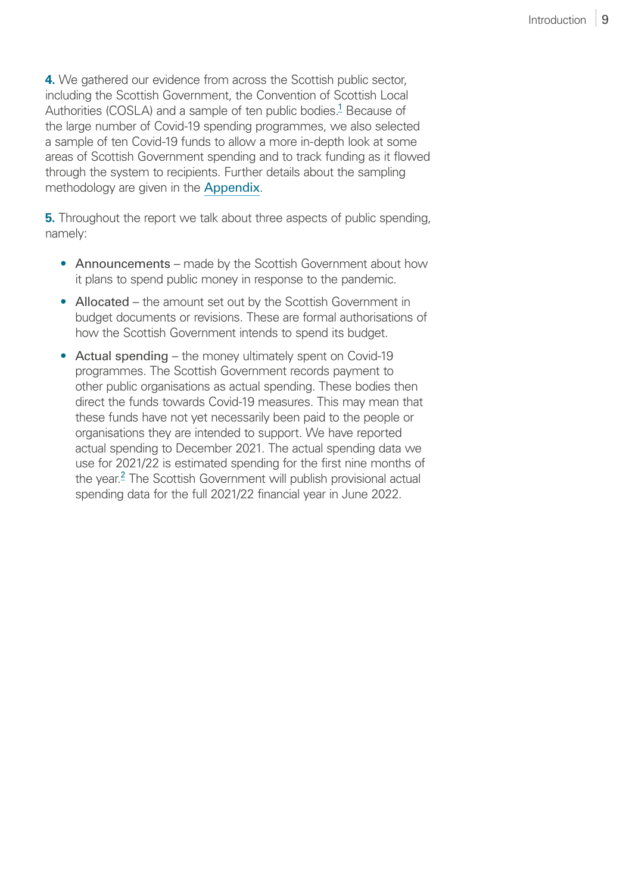**4.** We gathered our evidence from across the Scottish public sector, including the Scottish Government, the Convention of Scottish Local Authorities (COSLA) and a sample of ten public bodies.[1] Because of the large number of Covid-19 spending programmes, we also selected a sample of ten Covid-19 funds to allow a more in-depth look at some areas of Scottish Government spending and to track funding as it flowed through the system to recipients. Further details about the sampling methodology are given in the Appendix.

**5.** Throughout the report we talk about three aspects of public spending, namely:

- Announcements – made by the Scottish Government about how it plans to spend public money in response to the pandemic.
- Allocated – the amount set out by the Scottish Government in budget documents or revisions. These are formal authorisations of how the Scottish Government intends to spend its budget.
- Actual spending – the money ultimately spent on Covid-19 programmes. The Scottish Government records payment to other public organisations as actual spending. These bodies then direct the funds towards Covid-19 measures. This may mean that these funds have not yet necessarily been paid to the people or organisations they are intended to support. We have reported actual spending to December 2021. The actual spending data we use for 2021/22 is estimated spending for the first nine months of the year.[2] The Scottish Government will publish provisional actual spending data for the full 2021/22 financial year in June 2022.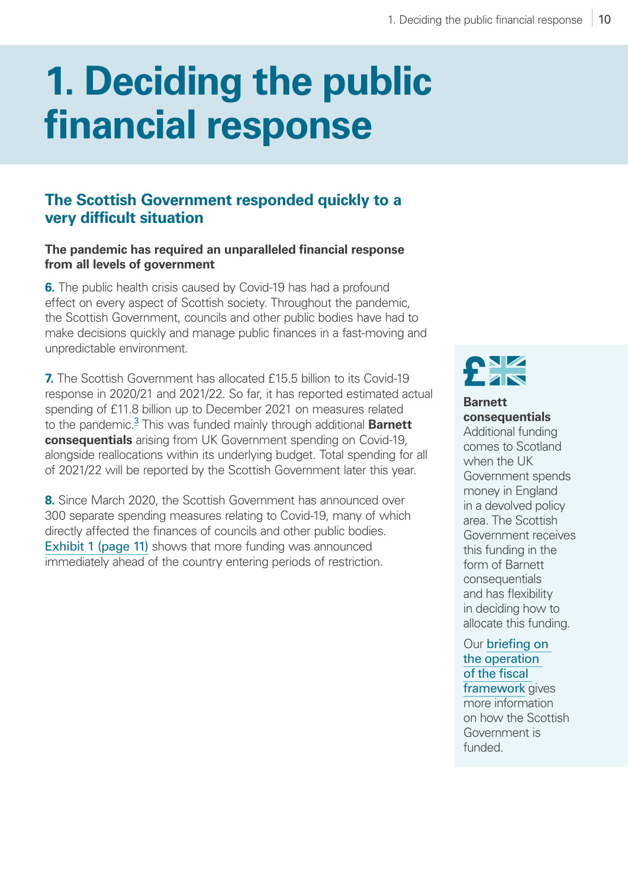# 1. Deciding the public financial response

## The Scottish Government responded quickly to a very difficult situation

### The pandemic has required an unparalleled financial response from all levels of government

**6.** The public health crisis caused by Covid-19 has had a profound effect on every aspect of Scottish society. Throughout the pandemic, the Scottish Government, councils and other public bodies have had to make decisions quickly and manage public finances in a fast-moving and unpredictable environment.

**7.** The Scottish Government has allocated £15.5 billion to its Covid-19 response in 2020/21 and 2021/22. So far, it has reported estimated actual spending of £11.8 billion up to December 2021 on measures related to the pandemic.[3] This was funded mainly through additional **Barnett consequentials** arising from UK Government spending on Covid-19, alongside reallocations within its underlying budget. Total spending for all of 2021/22 will be reported by the Scottish Government later this year.

**8.** Since March 2020, the Scottish Government has announced over 300 separate spending measures relating to Covid-19, many of which directly affected the finances of councils and other public bodies. Exhibit 1 (page 11) shows that more funding was announced immediately ahead of the country entering periods of restriction.

**Barnett consequentials**
Additional funding comes to Scotland when the UK Government spends money in England in a devolved policy area. The Scottish Government receives this funding in the form of Barnett consequentials and has flexibility in deciding how to allocate this funding.

Our briefing on the operation of the fiscal framework gives more information on how the Scottish Government is funded.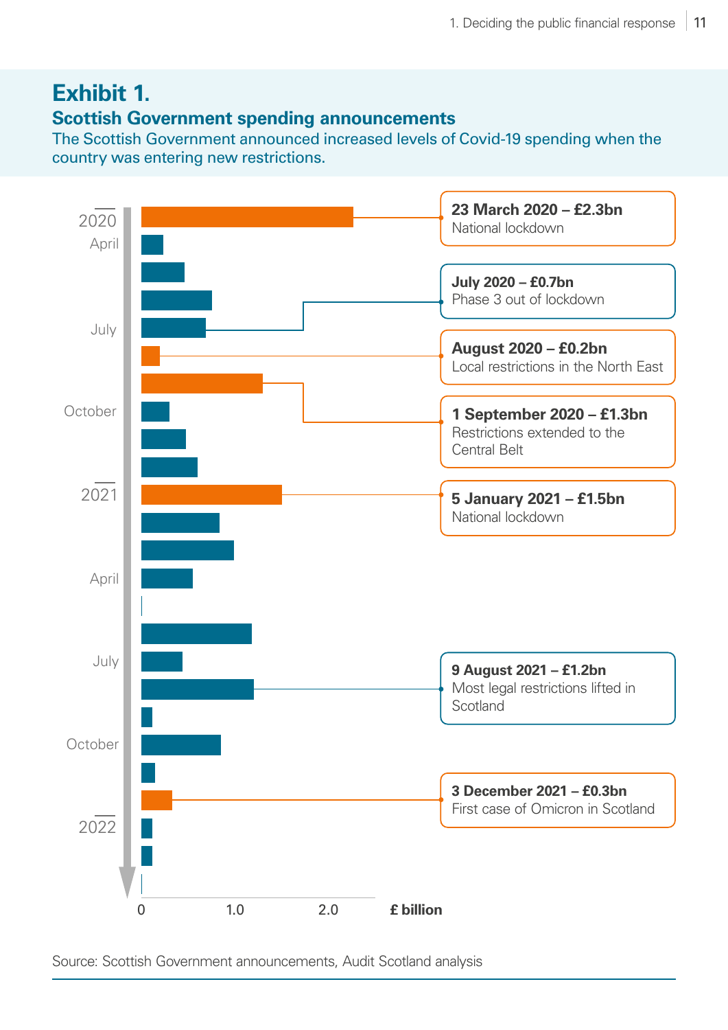# Exhibit 1.

## Scottish Government spending announcements

The Scottish Government announced increased levels of Covid-19 spending when the country was entering new restrictions.

**23 March 2020 – £2.3bn**
National lockdown

**July 2020 – £0.7bn**
Phase 3 out of lockdown

**August 2020 – £0.2bn**
Local restrictions in the North East

**1 September 2020 – £1.3bn**
Restrictions extended to the Central Belt

**5 January 2021 – £1.5bn**
National lockdown

**9 August 2021 – £1.2bn**
Most legal restrictions lifted in Scotland

**3 December 2021 – £0.3bn**
First case of Omicron in Scotland

2020, April, July, October, 2021, April, July, October, 2022

0, 1.0, 2.0 **£ billion**

Source: Scottish Government announcements, Audit Scotland analysis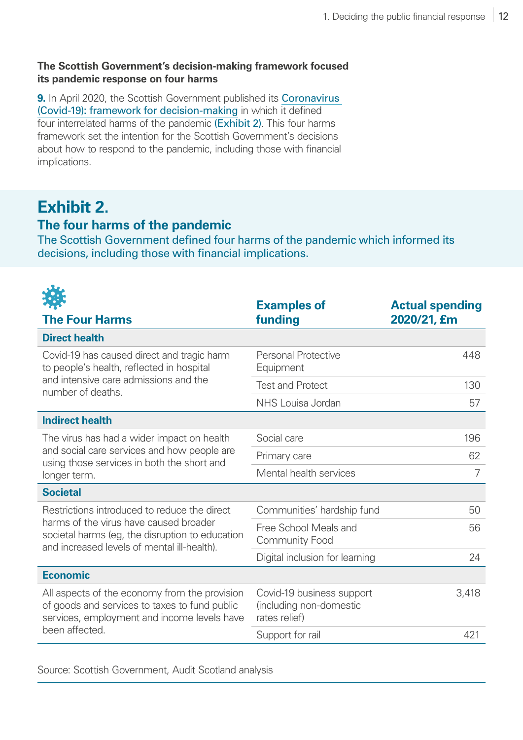**The Scottish Government's decision-making framework focused its pandemic response on four harms**

**9.** In April 2020, the Scottish Government published its Coronavirus (Covid-19): framework for decision-making in which it defined four interrelated harms of the pandemic (Exhibit 2). This four harms framework set the intention for the Scottish Government's decisions about how to respond to the pandemic, including those with financial implications.

## Exhibit 2.

### The four harms of the pandemic

The Scottish Government defined four harms of the pandemic which informed its decisions, including those with financial implications.

| The Four Harms | Examples of funding | Actual spending 2020/21, £m |
|---|---|---|
| **Direct health** | | |
| Covid-19 has caused direct and tragic harm to people's health, reflected in hospital and intensive care admissions and the number of deaths. | Personal Protective Equipment | 448 |
| | Test and Protect | 130 |
| | NHS Louisa Jordan | 57 |
| **Indirect health** | | |
| The virus has had a wider impact on health and social care services and how people are using those services in both the short and longer term. | Social care | 196 |
| | Primary care | 62 |
| | Mental health services | 7 |
| **Societal** | | |
| Restrictions introduced to reduce the direct harms of the virus have caused broader societal harms (eg, the disruption to education and increased levels of mental ill-health). | Communities' hardship fund | 50 |
| | Free School Meals and Community Food | 56 |
| | Digital inclusion for learning | 24 |
| **Economic** | | |
| All aspects of the economy from the provision of goods and services to taxes to fund public services, employment and income levels have been affected. | Covid-19 business support (including non-domestic rates relief) | 3,418 |
| | Support for rail | 421 |

Source: Scottish Government, Audit Scotland analysis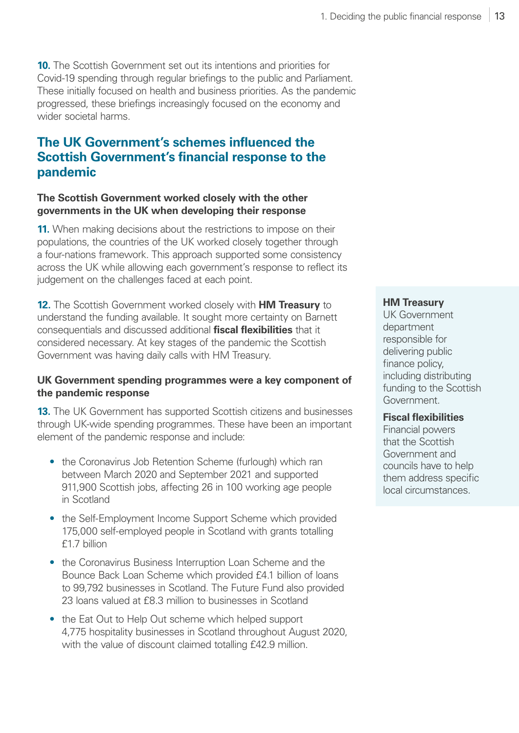**10.** The Scottish Government set out its intentions and priorities for Covid-19 spending through regular briefings to the public and Parliament. These initially focused on health and business priorities. As the pandemic progressed, these briefings increasingly focused on the economy and wider societal harms.

## The UK Government's schemes influenced the Scottish Government's financial response to the pandemic

### The Scottish Government worked closely with the other governments in the UK when developing their response

**11.** When making decisions about the restrictions to impose on their populations, the countries of the UK worked closely together through a four-nations framework. This approach supported some consistency across the UK while allowing each government's response to reflect its judgement on the challenges faced at each point.

**12.** The Scottish Government worked closely with **HM Treasury** to understand the funding available. It sought more certainty on Barnett consequentials and discussed additional **fiscal flexibilities** that it considered necessary. At key stages of the pandemic the Scottish Government was having daily calls with HM Treasury.

> **HM Treasury**
> UK Government department responsible for delivering public finance policy, including distributing funding to the Scottish Government.
>
> **Fiscal flexibilities**
> Financial powers that the Scottish Government and councils have to help them address specific local circumstances.

### UK Government spending programmes were a key component of the pandemic response

**13.** The UK Government has supported Scottish citizens and businesses through UK-wide spending programmes. These have been an important element of the pandemic response and include:

- the Coronavirus Job Retention Scheme (furlough) which ran between March 2020 and September 2021 and supported 911,900 Scottish jobs, affecting 26 in 100 working age people in Scotland
- the Self-Employment Income Support Scheme which provided 175,000 self-employed people in Scotland with grants totalling £1.7 billion
- the Coronavirus Business Interruption Loan Scheme and the Bounce Back Loan Scheme which provided £4.1 billion of loans to 99,792 businesses in Scotland. The Future Fund also provided 23 loans valued at £8.3 million to businesses in Scotland
- the Eat Out to Help Out scheme which helped support 4,775 hospitality businesses in Scotland throughout August 2020, with the value of discount claimed totalling £42.9 million.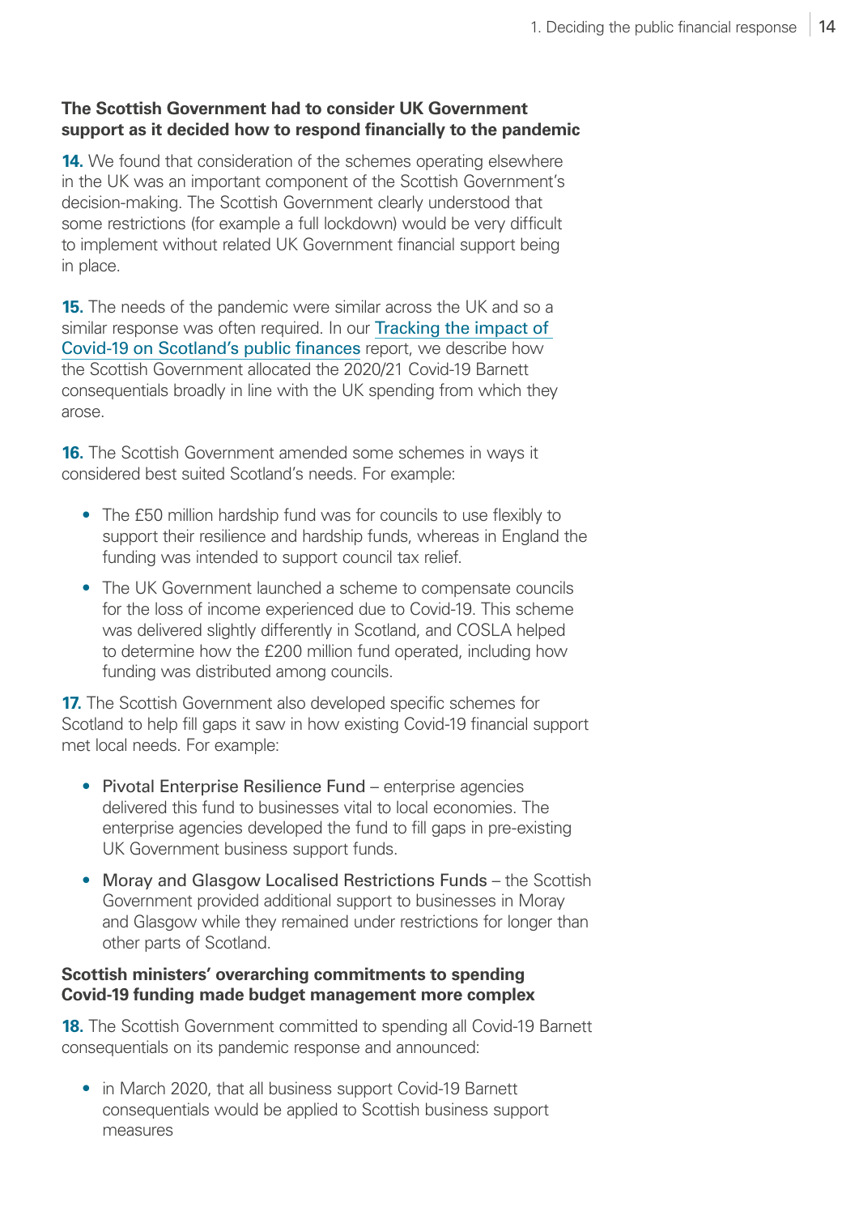**The Scottish Government had to consider UK Government support as it decided how to respond financially to the pandemic**

**14.** We found that consideration of the schemes operating elsewhere in the UK was an important component of the Scottish Government's decision-making. The Scottish Government clearly understood that some restrictions (for example a full lockdown) would be very difficult to implement without related UK Government financial support being in place.

**15.** The needs of the pandemic were similar across the UK and so a similar response was often required. In our Tracking the impact of Covid-19 on Scotland's public finances report, we describe how the Scottish Government allocated the 2020/21 Covid-19 Barnett consequentials broadly in line with the UK spending from which they arose.

**16.** The Scottish Government amended some schemes in ways it considered best suited Scotland's needs. For example:

- The £50 million hardship fund was for councils to use flexibly to support their resilience and hardship funds, whereas in England the funding was intended to support council tax relief.
- The UK Government launched a scheme to compensate councils for the loss of income experienced due to Covid-19. This scheme was delivered slightly differently in Scotland, and COSLA helped to determine how the £200 million fund operated, including how funding was distributed among councils.

**17.** The Scottish Government also developed specific schemes for Scotland to help fill gaps it saw in how existing Covid-19 financial support met local needs. For example:

- Pivotal Enterprise Resilience Fund – enterprise agencies delivered this fund to businesses vital to local economies. The enterprise agencies developed the fund to fill gaps in pre-existing UK Government business support funds.
- Moray and Glasgow Localised Restrictions Funds – the Scottish Government provided additional support to businesses in Moray and Glasgow while they remained under restrictions for longer than other parts of Scotland.

**Scottish ministers' overarching commitments to spending Covid-19 funding made budget management more complex**

**18.** The Scottish Government committed to spending all Covid-19 Barnett consequentials on its pandemic response and announced:

- in March 2020, that all business support Covid-19 Barnett consequentials would be applied to Scottish business support measures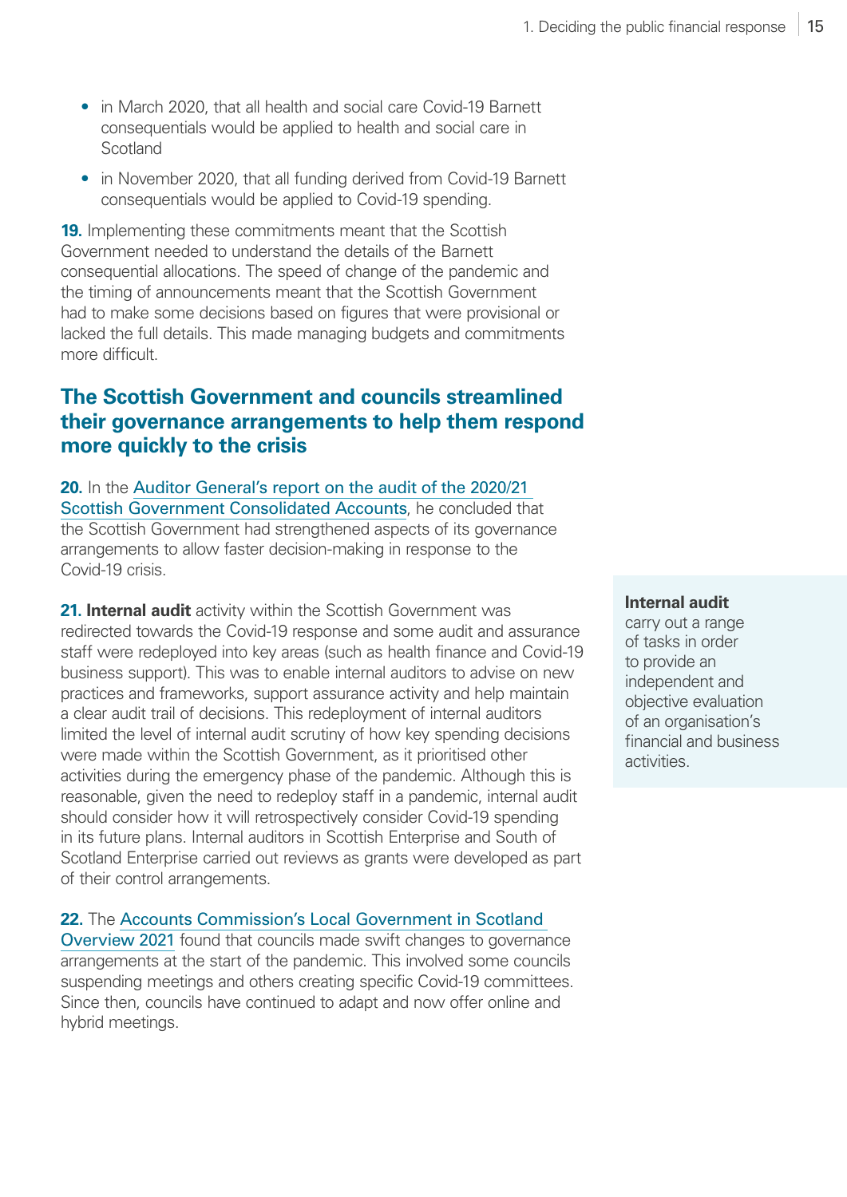- in March 2020, that all health and social care Covid-19 Barnett consequentials would be applied to health and social care in Scotland
- in November 2020, that all funding derived from Covid-19 Barnett consequentials would be applied to Covid-19 spending.

**19.** Implementing these commitments meant that the Scottish Government needed to understand the details of the Barnett consequential allocations. The speed of change of the pandemic and the timing of announcements meant that the Scottish Government had to make some decisions based on figures that were provisional or lacked the full details. This made managing budgets and commitments more difficult.

## The Scottish Government and councils streamlined their governance arrangements to help them respond more quickly to the crisis

**20.** In the Auditor General's report on the audit of the 2020/21 Scottish Government Consolidated Accounts, he concluded that the Scottish Government had strengthened aspects of its governance arrangements to allow faster decision-making in response to the Covid-19 crisis.

**21. Internal audit** activity within the Scottish Government was redirected towards the Covid-19 response and some audit and assurance staff were redeployed into key areas (such as health finance and Covid-19 business support). This was to enable internal auditors to advise on new practices and frameworks, support assurance activity and help maintain a clear audit trail of decisions. This redeployment of internal auditors limited the level of internal audit scrutiny of how key spending decisions were made within the Scottish Government, as it prioritised other activities during the emergency phase of the pandemic. Although this is reasonable, given the need to redeploy staff in a pandemic, internal audit should consider how it will retrospectively consider Covid-19 spending in its future plans. Internal auditors in Scottish Enterprise and South of Scotland Enterprise carried out reviews as grants were developed as part of their control arrangements.

**Internal audit**
carry out a range of tasks in order to provide an independent and objective evaluation of an organisation's financial and business activities.

**22.** The Accounts Commission's Local Government in Scotland Overview 2021 found that councils made swift changes to governance arrangements at the start of the pandemic. This involved some councils suspending meetings and others creating specific Covid-19 committees. Since then, councils have continued to adapt and now offer online and hybrid meetings.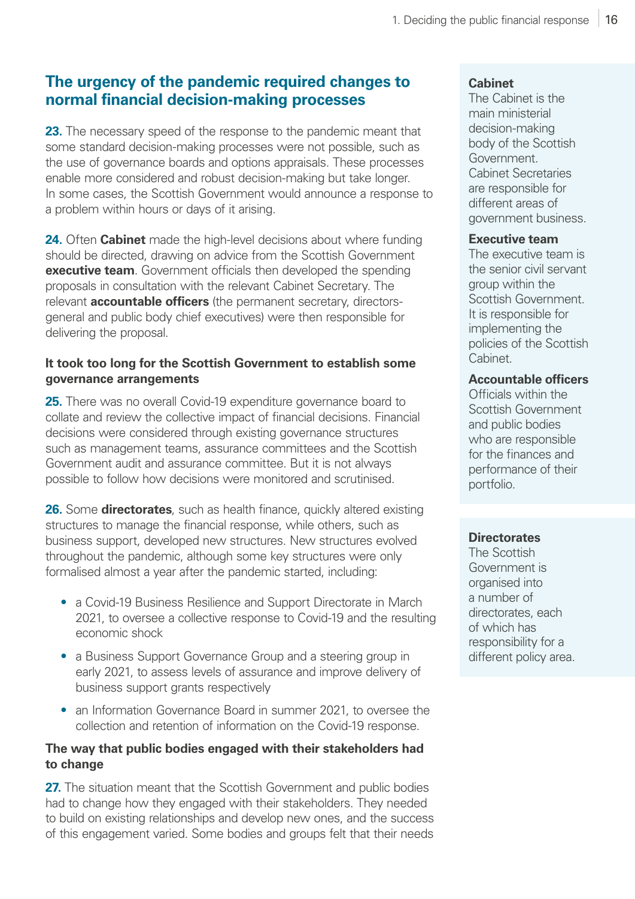## The urgency of the pandemic required changes to normal financial decision-making processes

**23.** The necessary speed of the response to the pandemic meant that some standard decision-making processes were not possible, such as the use of governance boards and options appraisals. These processes enable more considered and robust decision-making but take longer. In some cases, the Scottish Government would announce a response to a problem within hours or days of it arising.

**24.** Often **Cabinet** made the high-level decisions about where funding should be directed, drawing on advice from the Scottish Government **executive team**. Government officials then developed the spending proposals in consultation with the relevant Cabinet Secretary. The relevant **accountable officers** (the permanent secretary, directors-general and public body chief executives) were then responsible for delivering the proposal.

### It took too long for the Scottish Government to establish some governance arrangements

**25.** There was no overall Covid-19 expenditure governance board to collate and review the collective impact of financial decisions. Financial decisions were considered through existing governance structures such as management teams, assurance committees and the Scottish Government audit and assurance committee. But it is not always possible to follow how decisions were monitored and scrutinised.

**26.** Some **directorates**, such as health finance, quickly altered existing structures to manage the financial response, while others, such as business support, developed new structures. New structures evolved throughout the pandemic, although some key structures were only formalised almost a year after the pandemic started, including:

- a Covid-19 Business Resilience and Support Directorate in March 2021, to oversee a collective response to Covid-19 and the resulting economic shock
- a Business Support Governance Group and a steering group in early 2021, to assess levels of assurance and improve delivery of business support grants respectively
- an Information Governance Board in summer 2021, to oversee the collection and retention of information on the Covid-19 response.

### The way that public bodies engaged with their stakeholders had to change

**27.** The situation meant that the Scottish Government and public bodies had to change how they engaged with their stakeholders. They needed to build on existing relationships and develop new ones, and the success of this engagement varied. Some bodies and groups felt that their needs

**Cabinet**
The Cabinet is the main ministerial decision-making body of the Scottish Government. Cabinet Secretaries are responsible for different areas of government business.

**Executive team**
The executive team is the senior civil servant group within the Scottish Government. It is responsible for implementing the policies of the Scottish Cabinet.

**Accountable officers**
Officials within the Scottish Government and public bodies who are responsible for the finances and performance of their portfolio.

**Directorates**
The Scottish Government is organised into a number of directorates, each of which has responsibility for a different policy area.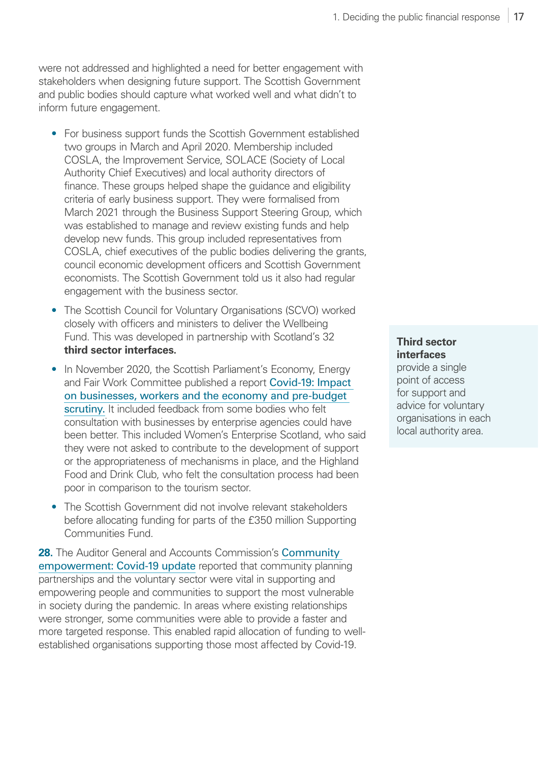were not addressed and highlighted a need for better engagement with stakeholders when designing future support. The Scottish Government and public bodies should capture what worked well and what didn't to inform future engagement.

- For business support funds the Scottish Government established two groups in March and April 2020. Membership included COSLA, the Improvement Service, SOLACE (Society of Local Authority Chief Executives) and local authority directors of finance. These groups helped shape the guidance and eligibility criteria of early business support. They were formalised from March 2021 through the Business Support Steering Group, which was established to manage and review existing funds and help develop new funds. This group included representatives from COSLA, chief executives of the public bodies delivering the grants, council economic development officers and Scottish Government economists. The Scottish Government told us it also had regular engagement with the business sector.
- The Scottish Council for Voluntary Organisations (SCVO) worked closely with officers and ministers to deliver the Wellbeing Fund. This was developed in partnership with Scotland's 32 **third sector interfaces.**
- In November 2020, the Scottish Parliament's Economy, Energy and Fair Work Committee published a report Covid-19: Impact on businesses, workers and the economy and pre-budget scrutiny. It included feedback from some bodies who felt consultation with businesses by enterprise agencies could have been better. This included Women's Enterprise Scotland, who said they were not asked to contribute to the development of support or the appropriateness of mechanisms in place, and the Highland Food and Drink Club, who felt the consultation process had been poor in comparison to the tourism sector.
- The Scottish Government did not involve relevant stakeholders before allocating funding for parts of the £350 million Supporting Communities Fund.

**Third sector interfaces** provide a single point of access for support and advice for voluntary organisations in each local authority area.

**28.** The Auditor General and Accounts Commission's Community empowerment: Covid-19 update reported that community planning partnerships and the voluntary sector were vital in supporting and empowering people and communities to support the most vulnerable in society during the pandemic. In areas where existing relationships were stronger, some communities were able to provide a faster and more targeted response. This enabled rapid allocation of funding to well-established organisations supporting those most affected by Covid-19.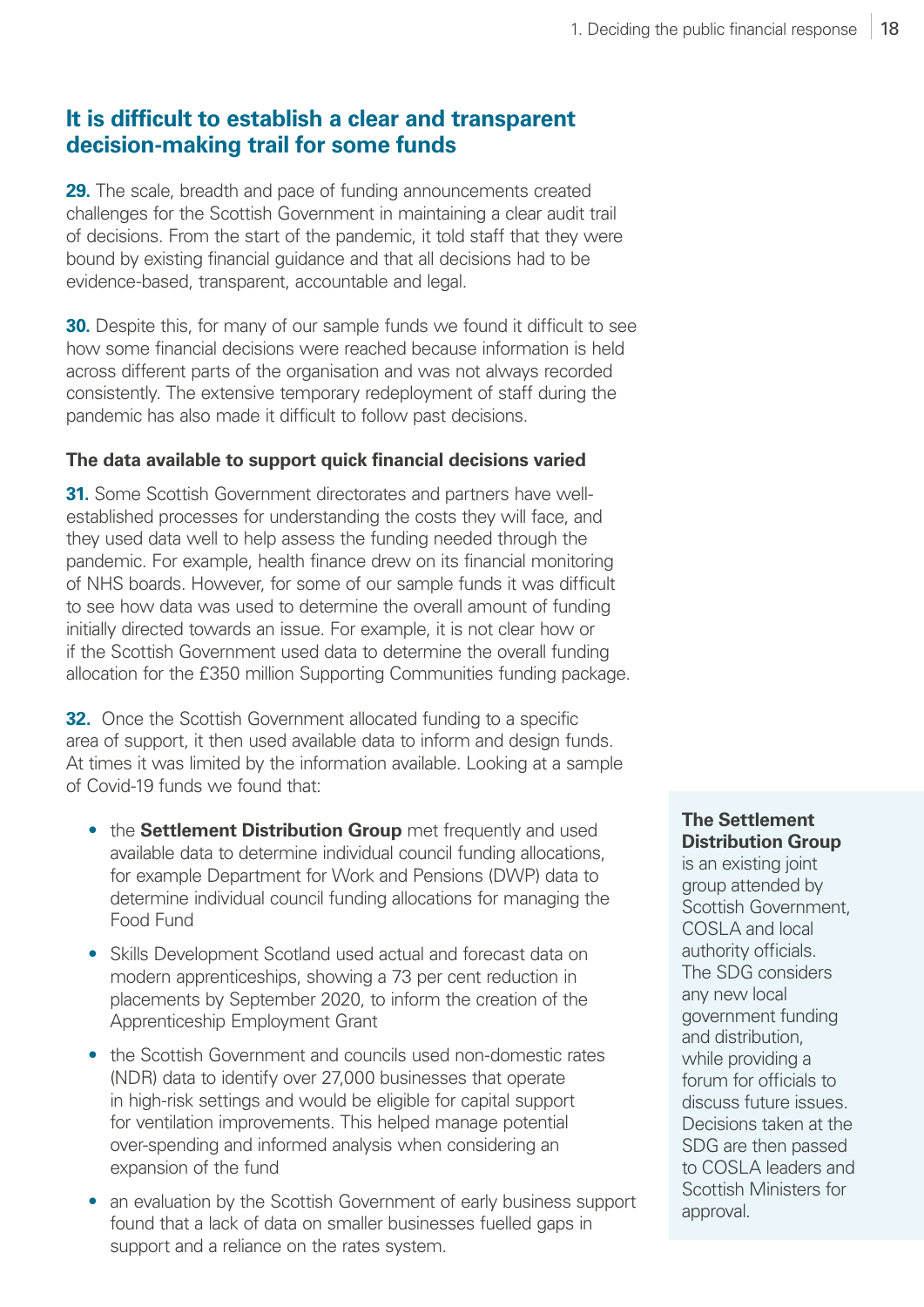## It is difficult to establish a clear and transparent decision-making trail for some funds

**29.** The scale, breadth and pace of funding announcements created challenges for the Scottish Government in maintaining a clear audit trail of decisions. From the start of the pandemic, it told staff that they were bound by existing financial guidance and that all decisions had to be evidence-based, transparent, accountable and legal.

**30.** Despite this, for many of our sample funds we found it difficult to see how some financial decisions were reached because information is held across different parts of the organisation and was not always recorded consistently. The extensive temporary redeployment of staff during the pandemic has also made it difficult to follow past decisions.

### The data available to support quick financial decisions varied

**31.** Some Scottish Government directorates and partners have well-established processes for understanding the costs they will face, and they used data well to help assess the funding needed through the pandemic. For example, health finance drew on its financial monitoring of NHS boards. However, for some of our sample funds it was difficult to see how data was used to determine the overall amount of funding initially directed towards an issue. For example, it is not clear how or if the Scottish Government used data to determine the overall funding allocation for the £350 million Supporting Communities funding package.

**32.** Once the Scottish Government allocated funding to a specific area of support, it then used available data to inform and design funds. At times it was limited by the information available. Looking at a sample of Covid-19 funds we found that:

- the **Settlement Distribution Group** met frequently and used available data to determine individual council funding allocations, for example Department for Work and Pensions (DWP) data to determine individual council funding allocations for managing the Food Fund
- Skills Development Scotland used actual and forecast data on modern apprenticeships, showing a 73 per cent reduction in placements by September 2020, to inform the creation of the Apprenticeship Employment Grant
- the Scottish Government and councils used non-domestic rates (NDR) data to identify over 27,000 businesses that operate in high-risk settings and would be eligible for capital support for ventilation improvements. This helped manage potential over-spending and informed analysis when considering an expansion of the fund
- an evaluation by the Scottish Government of early business support found that a lack of data on smaller businesses fuelled gaps in support and a reliance on the rates system.

**The Settlement Distribution Group** is an existing joint group attended by Scottish Government, COSLA and local authority officials. The SDG considers any new local government funding and distribution, while providing a forum for officials to discuss future issues. Decisions taken at the SDG are then passed to COSLA leaders and Scottish Ministers for approval.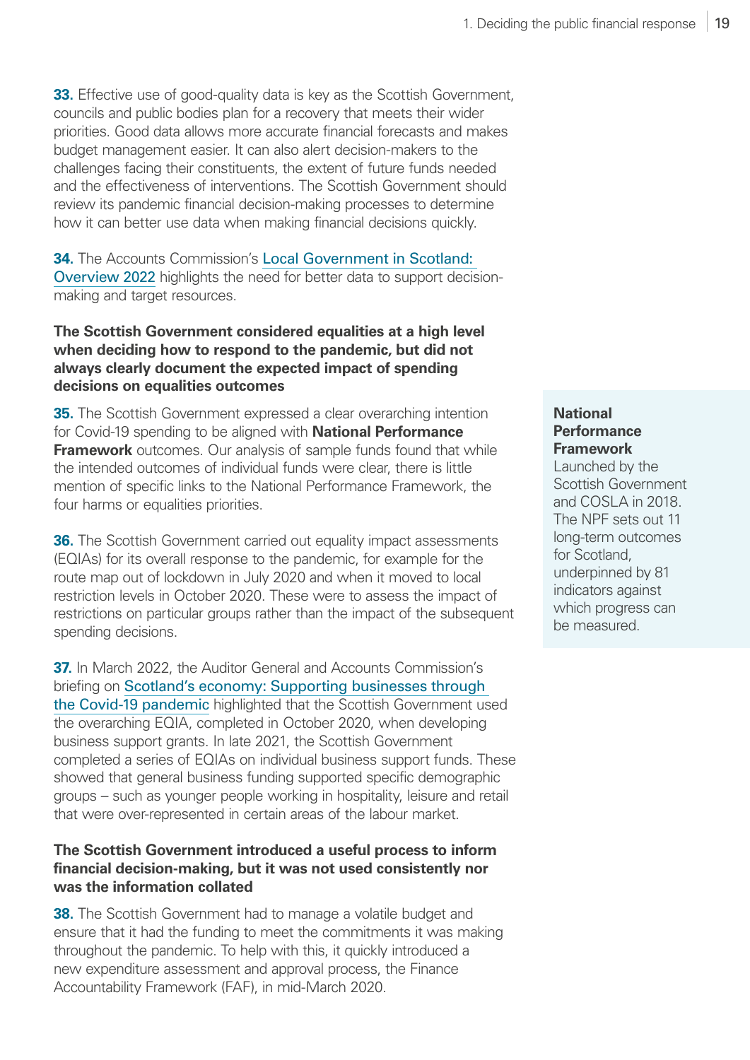**33.** Effective use of good-quality data is key as the Scottish Government, councils and public bodies plan for a recovery that meets their wider priorities. Good data allows more accurate financial forecasts and makes budget management easier. It can also alert decision-makers to the challenges facing their constituents, the extent of future funds needed and the effectiveness of interventions. The Scottish Government should review its pandemic financial decision-making processes to determine how it can better use data when making financial decisions quickly.

**34.** The Accounts Commission's Local Government in Scotland: Overview 2022 highlights the need for better data to support decision-making and target resources.

**The Scottish Government considered equalities at a high level when deciding how to respond to the pandemic, but did not always clearly document the expected impact of spending decisions on equalities outcomes**

**35.** The Scottish Government expressed a clear overarching intention for Covid-19 spending to be aligned with **National Performance Framework** outcomes. Our analysis of sample funds found that while the intended outcomes of individual funds were clear, there is little mention of specific links to the National Performance Framework, the four harms or equalities priorities.

**National Performance Framework**
Launched by the Scottish Government and COSLA in 2018. The NPF sets out 11 long-term outcomes for Scotland, underpinned by 81 indicators against which progress can be measured.

**36.** The Scottish Government carried out equality impact assessments (EQIAs) for its overall response to the pandemic, for example for the route map out of lockdown in July 2020 and when it moved to local restriction levels in October 2020. These were to assess the impact of restrictions on particular groups rather than the impact of the subsequent spending decisions.

**37.** In March 2022, the Auditor General and Accounts Commission's briefing on Scotland's economy: Supporting businesses through the Covid-19 pandemic highlighted that the Scottish Government used the overarching EQIA, completed in October 2020, when developing business support grants. In late 2021, the Scottish Government completed a series of EQIAs on individual business support funds. These showed that general business funding supported specific demographic groups – such as younger people working in hospitality, leisure and retail that were over-represented in certain areas of the labour market.

**The Scottish Government introduced a useful process to inform financial decision-making, but it was not used consistently nor was the information collated**

**38.** The Scottish Government had to manage a volatile budget and ensure that it had the funding to meet the commitments it was making throughout the pandemic. To help with this, it quickly introduced a new expenditure assessment and approval process, the Finance Accountability Framework (FAF), in mid-March 2020.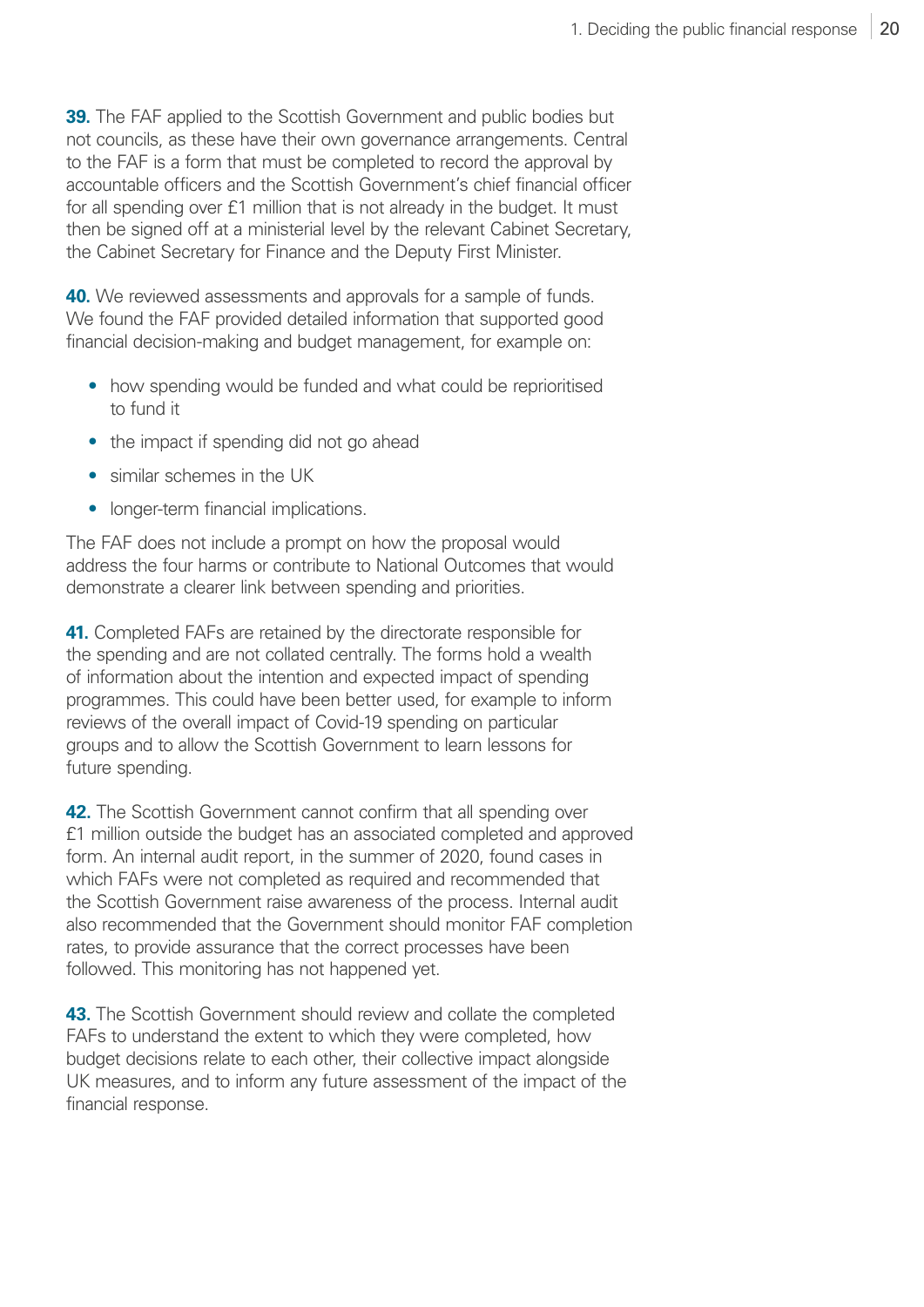**39.** The FAF applied to the Scottish Government and public bodies but not councils, as these have their own governance arrangements. Central to the FAF is a form that must be completed to record the approval by accountable officers and the Scottish Government's chief financial officer for all spending over £1 million that is not already in the budget. It must then be signed off at a ministerial level by the relevant Cabinet Secretary, the Cabinet Secretary for Finance and the Deputy First Minister.

**40.** We reviewed assessments and approvals for a sample of funds. We found the FAF provided detailed information that supported good financial decision-making and budget management, for example on:

- how spending would be funded and what could be reprioritised to fund it
- the impact if spending did not go ahead
- similar schemes in the UK
- longer-term financial implications.

The FAF does not include a prompt on how the proposal would address the four harms or contribute to National Outcomes that would demonstrate a clearer link between spending and priorities.

**41.** Completed FAFs are retained by the directorate responsible for the spending and are not collated centrally. The forms hold a wealth of information about the intention and expected impact of spending programmes. This could have been better used, for example to inform reviews of the overall impact of Covid-19 spending on particular groups and to allow the Scottish Government to learn lessons for future spending.

**42.** The Scottish Government cannot confirm that all spending over £1 million outside the budget has an associated completed and approved form. An internal audit report, in the summer of 2020, found cases in which FAFs were not completed as required and recommended that the Scottish Government raise awareness of the process. Internal audit also recommended that the Government should monitor FAF completion rates, to provide assurance that the correct processes have been followed. This monitoring has not happened yet.

**43.** The Scottish Government should review and collate the completed FAFs to understand the extent to which they were completed, how budget decisions relate to each other, their collective impact alongside UK measures, and to inform any future assessment of the impact of the financial response.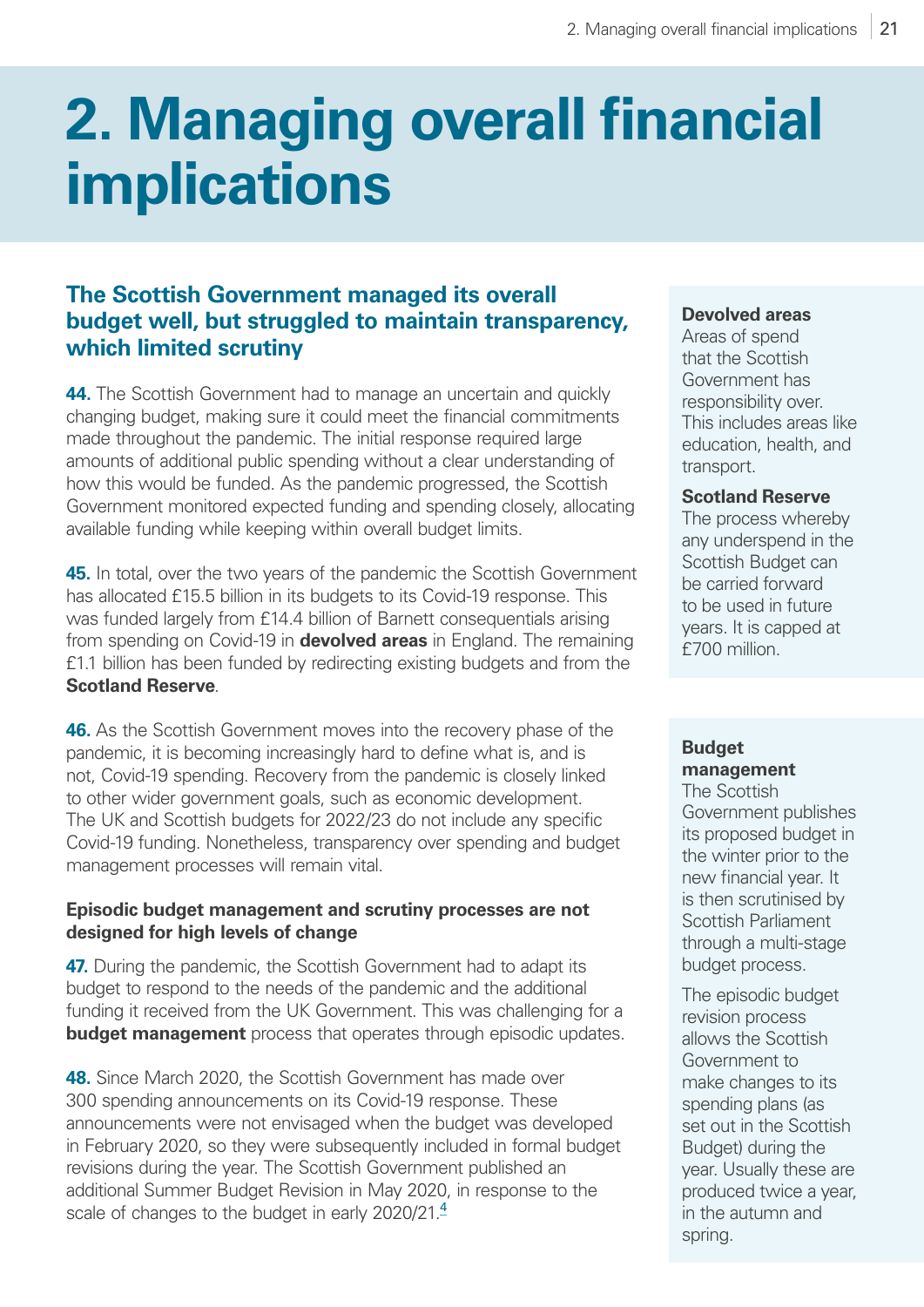# 2. Managing overall financial implications

## The Scottish Government managed its overall budget well, but struggled to maintain transparency, which limited scrutiny

**44.** The Scottish Government had to manage an uncertain and quickly changing budget, making sure it could meet the financial commitments made throughout the pandemic. The initial response required large amounts of additional public spending without a clear understanding of how this would be funded. As the pandemic progressed, the Scottish Government monitored expected funding and spending closely, allocating available funding while keeping within overall budget limits.

**45.** In total, over the two years of the pandemic the Scottish Government has allocated £15.5 billion in its budgets to its Covid-19 response. This was funded largely from £14.4 billion of Barnett consequentials arising from spending on Covid-19 in **devolved areas** in England. The remaining £1.1 billion has been funded by redirecting existing budgets and from the **Scotland Reserve**.

**Devolved areas**
Areas of spend that the Scottish Government has responsibility over. This includes areas like education, health, and transport.

**Scotland Reserve**
The process whereby any underspend in the Scottish Budget can be carried forward to be used in future years. It is capped at £700 million.

**46.** As the Scottish Government moves into the recovery phase of the pandemic, it is becoming increasingly hard to define what is, and is not, Covid-19 spending. Recovery from the pandemic is closely linked to other wider government goals, such as economic development. The UK and Scottish budgets for 2022/23 do not include any specific Covid-19 funding. Nonetheless, transparency over spending and budget management processes will remain vital.

### Episodic budget management and scrutiny processes are not designed for high levels of change

**47.** During the pandemic, the Scottish Government had to adapt its budget to respond to the needs of the pandemic and the additional funding it received from the UK Government. This was challenging for a **budget management** process that operates through episodic updates.

**48.** Since March 2020, the Scottish Government has made over 300 spending announcements on its Covid-19 response. These announcements were not envisaged when the budget was developed in February 2020, so they were subsequently included in formal budget revisions during the year. The Scottish Government published an additional Summer Budget Revision in May 2020, in response to the scale of changes to the budget in early 2020/21.[4]

**Budget management**
The Scottish Government publishes its proposed budget in the winter prior to the new financial year. It is then scrutinised by Scottish Parliament through a multi-stage budget process.

The episodic budget revision process allows the Scottish Government to make changes to its spending plans (as set out in the Scottish Budget) during the year. Usually these are produced twice a year, in the autumn and spring.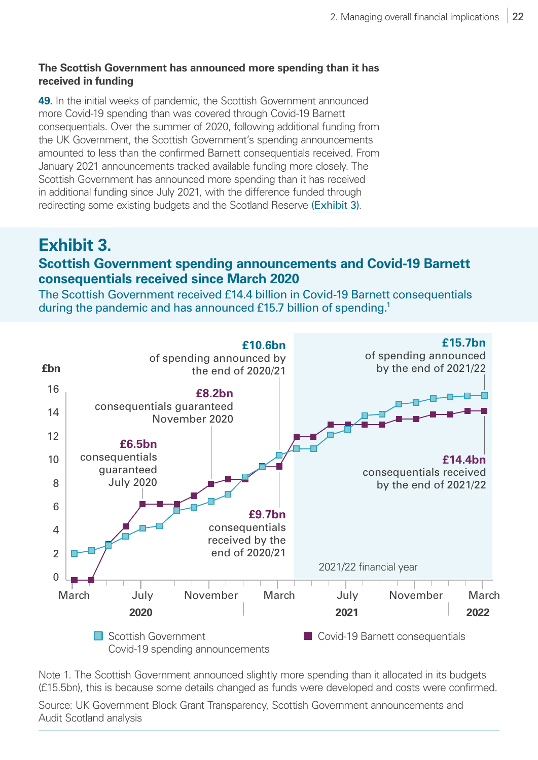**The Scottish Government has announced more spending than it has received in funding**

**49.** In the initial weeks of pandemic, the Scottish Government announced more Covid-19 spending than was covered through Covid-19 Barnett consequentials. Over the summer of 2020, following additional funding from the UK Government, the Scottish Government's spending announcements amounted to less than the confirmed Barnett consequentials received. From January 2021 announcements tracked available funding more closely. The Scottish Government has announced more spending than it has received in additional funding since July 2021, with the difference funded through redirecting some existing budgets and the Scotland Reserve (Exhibit 3).

## Exhibit 3.

### Scottish Government spending announcements and Covid-19 Barnett consequentials received since March 2020

The Scottish Government received £14.4 billion in Covid-19 Barnett consequentials during the pandemic and has announced £15.7 billion of spending.[1]

£bn

**£10.6bn** of spending announced by the end of 2020/21

**£15.7bn** of spending announced by the end of 2021/22

**£8.2bn** consequentials guaranteed November 2020

**£6.5bn** consequentials guaranteed July 2020

**£14.4bn** consequentials received by the end of 2021/22

**£9.7bn** consequentials received by the end of 2020/21

2021/22 financial year

March, July, November (2020), March, July, November (2021), March (2022)

Scottish Government Covid-19 spending announcements

Covid-19 Barnett consequentials

Note 1. The Scottish Government announced slightly more spending than it allocated in its budgets (£15.5bn), this is because some details changed as funds were developed and costs were confirmed.

Source: UK Government Block Grant Transparency, Scottish Government announcements and Audit Scotland analysis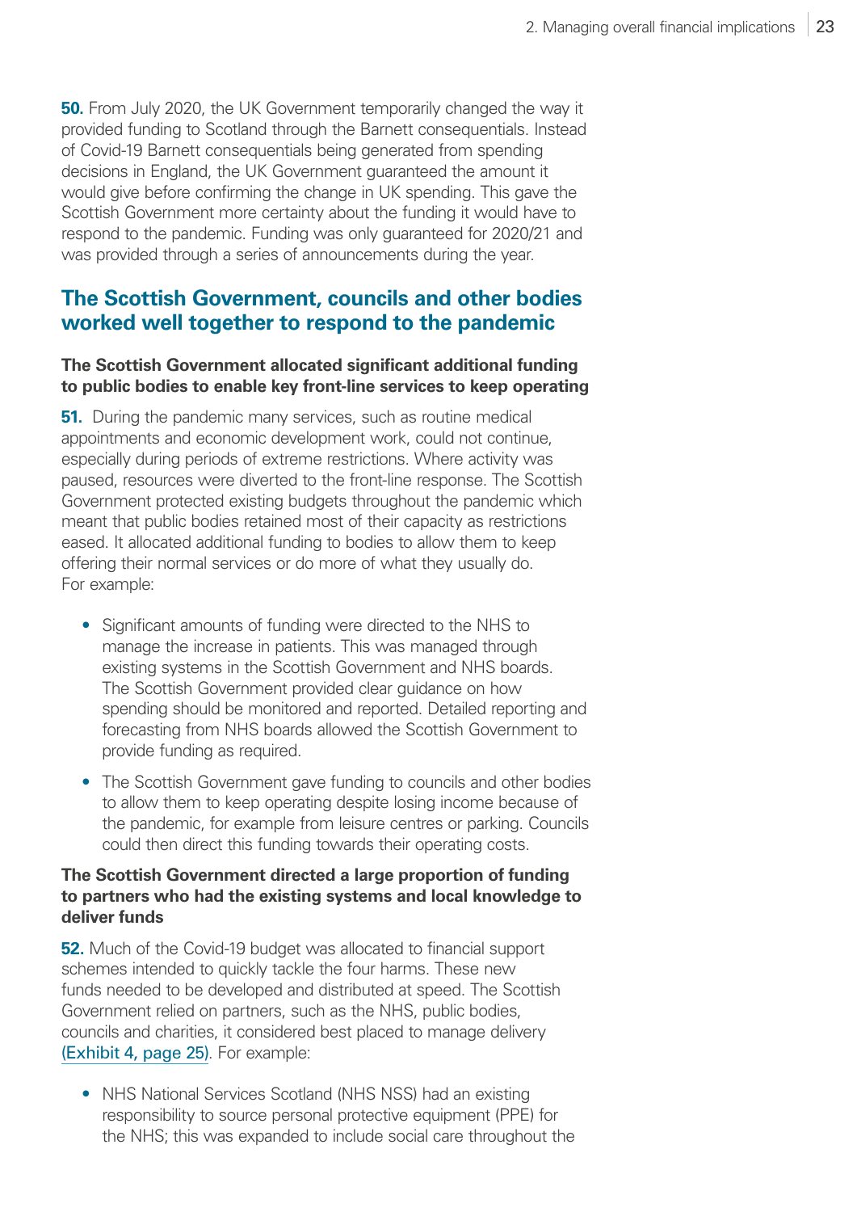**50.** From July 2020, the UK Government temporarily changed the way it provided funding to Scotland through the Barnett consequentials. Instead of Covid-19 Barnett consequentials being generated from spending decisions in England, the UK Government guaranteed the amount it would give before confirming the change in UK spending. This gave the Scottish Government more certainty about the funding it would have to respond to the pandemic. Funding was only guaranteed for 2020/21 and was provided through a series of announcements during the year.

## The Scottish Government, councils and other bodies worked well together to respond to the pandemic

**The Scottish Government allocated significant additional funding to public bodies to enable key front-line services to keep operating**

**51.** During the pandemic many services, such as routine medical appointments and economic development work, could not continue, especially during periods of extreme restrictions. Where activity was paused, resources were diverted to the front-line response. The Scottish Government protected existing budgets throughout the pandemic which meant that public bodies retained most of their capacity as restrictions eased. It allocated additional funding to bodies to allow them to keep offering their normal services or do more of what they usually do. For example:

- Significant amounts of funding were directed to the NHS to manage the increase in patients. This was managed through existing systems in the Scottish Government and NHS boards. The Scottish Government provided clear guidance on how spending should be monitored and reported. Detailed reporting and forecasting from NHS boards allowed the Scottish Government to provide funding as required.
- The Scottish Government gave funding to councils and other bodies to allow them to keep operating despite losing income because of the pandemic, for example from leisure centres or parking. Councils could then direct this funding towards their operating costs.

**The Scottish Government directed a large proportion of funding to partners who had the existing systems and local knowledge to deliver funds**

**52.** Much of the Covid-19 budget was allocated to financial support schemes intended to quickly tackle the four harms. These new funds needed to be developed and distributed at speed. The Scottish Government relied on partners, such as the NHS, public bodies, councils and charities, it considered best placed to manage delivery (Exhibit 4, page 25). For example:

- NHS National Services Scotland (NHS NSS) had an existing responsibility to source personal protective equipment (PPE) for the NHS; this was expanded to include social care throughout the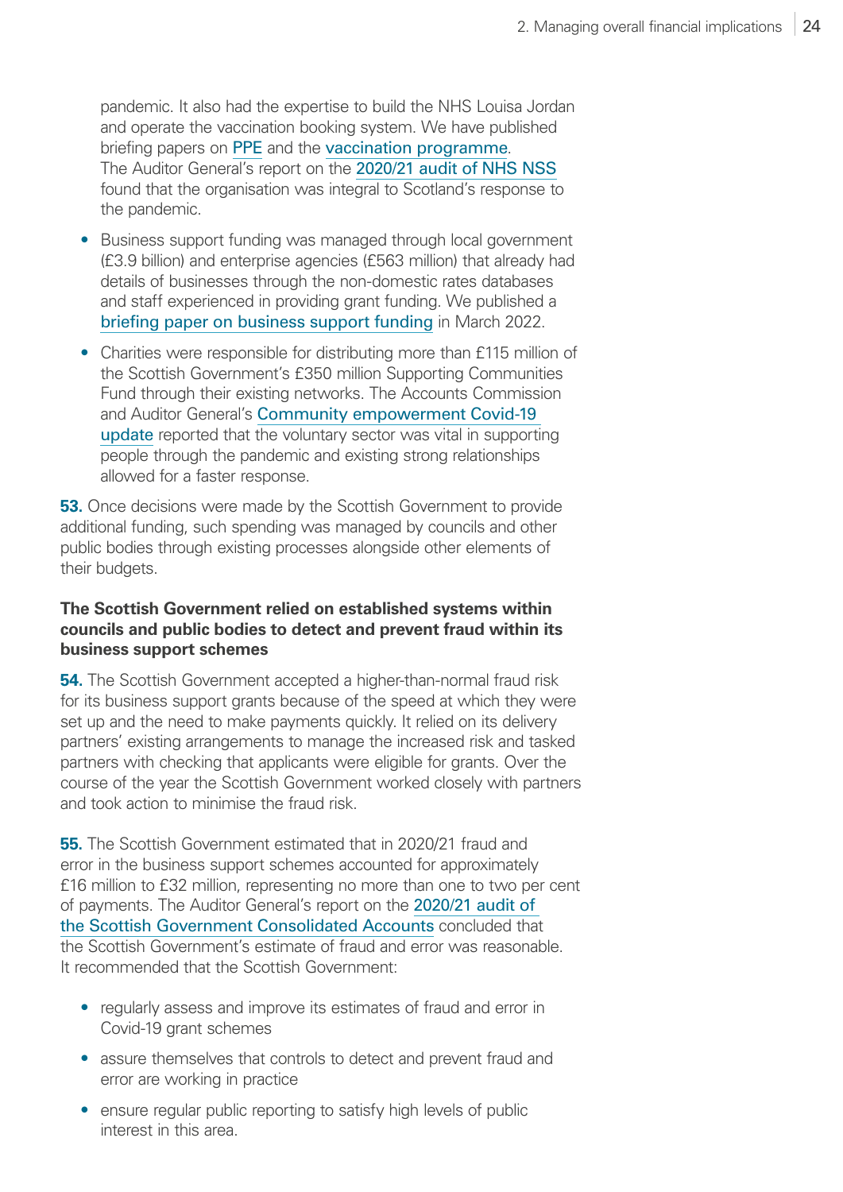pandemic. It also had the expertise to build the NHS Louisa Jordan and operate the vaccination booking system. We have published briefing papers on PPE and the vaccination programme. The Auditor General's report on the 2020/21 audit of NHS NSS found that the organisation was integral to Scotland's response to the pandemic.

- Business support funding was managed through local government (£3.9 billion) and enterprise agencies (£563 million) that already had details of businesses through the non-domestic rates databases and staff experienced in providing grant funding. We published a briefing paper on business support funding in March 2022.
- Charities were responsible for distributing more than £115 million of the Scottish Government's £350 million Supporting Communities Fund through their existing networks. The Accounts Commission and Auditor General's Community empowerment Covid-19 update reported that the voluntary sector was vital in supporting people through the pandemic and existing strong relationships allowed for a faster response.

**53.** Once decisions were made by the Scottish Government to provide additional funding, such spending was managed by councils and other public bodies through existing processes alongside other elements of their budgets.

**The Scottish Government relied on established systems within councils and public bodies to detect and prevent fraud within its business support schemes**

**54.** The Scottish Government accepted a higher-than-normal fraud risk for its business support grants because of the speed at which they were set up and the need to make payments quickly. It relied on its delivery partners' existing arrangements to manage the increased risk and tasked partners with checking that applicants were eligible for grants. Over the course of the year the Scottish Government worked closely with partners and took action to minimise the fraud risk.

**55.** The Scottish Government estimated that in 2020/21 fraud and error in the business support schemes accounted for approximately £16 million to £32 million, representing no more than one to two per cent of payments. The Auditor General's report on the 2020/21 audit of the Scottish Government Consolidated Accounts concluded that the Scottish Government's estimate of fraud and error was reasonable. It recommended that the Scottish Government:

- regularly assess and improve its estimates of fraud and error in Covid-19 grant schemes
- assure themselves that controls to detect and prevent fraud and error are working in practice
- ensure regular public reporting to satisfy high levels of public interest in this area.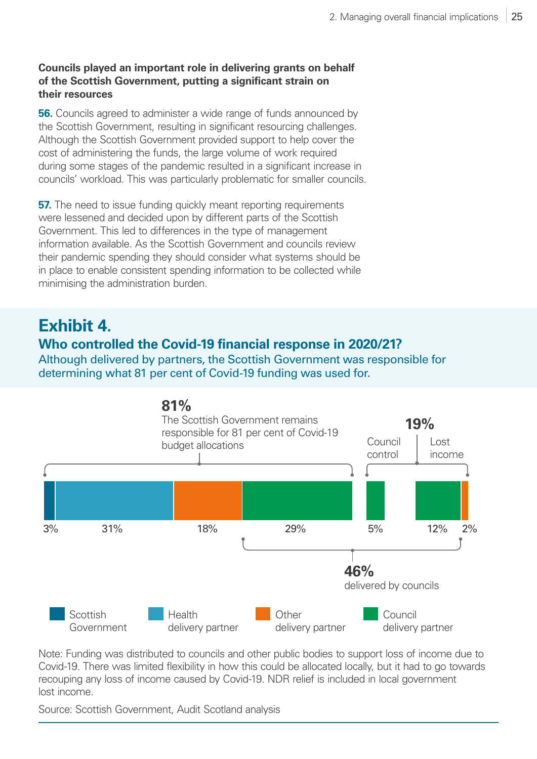**Councils played an important role in delivering grants on behalf of the Scottish Government, putting a significant strain on their resources**

**56.** Councils agreed to administer a wide range of funds announced by the Scottish Government, resulting in significant resourcing challenges. Although the Scottish Government provided support to help cover the cost of administering the funds, the large volume of work required during some stages of the pandemic resulted in a significant increase in councils' workload. This was particularly problematic for smaller councils.

**57.** The need to issue funding quickly meant reporting requirements were lessened and decided upon by different parts of the Scottish Government. This led to differences in the type of management information available. As the Scottish Government and councils review their pandemic spending they should consider what systems should be in place to enable consistent spending information to be collected while minimising the administration burden.

## Exhibit 4.

### Who controlled the Covid-19 financial response in 2020/21?

Although delivered by partners, the Scottish Government was responsible for determining what 81 per cent of Covid-19 funding was used for.

**81%**
The Scottish Government remains responsible for 81 per cent of Covid-19 budget allocations

**19%**
Council control | Lost income

3% | 31% | 18% | 29% | 5% | 12% | 2%

**46%**
delivered by councils

Scottish Government | Health delivery partner | Other delivery partner | Council delivery partner

Note: Funding was distributed to councils and other public bodies to support loss of income due to Covid-19. There was limited flexibility in how this could be allocated locally, but it had to go towards recouping any loss of income caused by Covid-19. NDR relief is included in local government lost income.

Source: Scottish Government, Audit Scotland analysis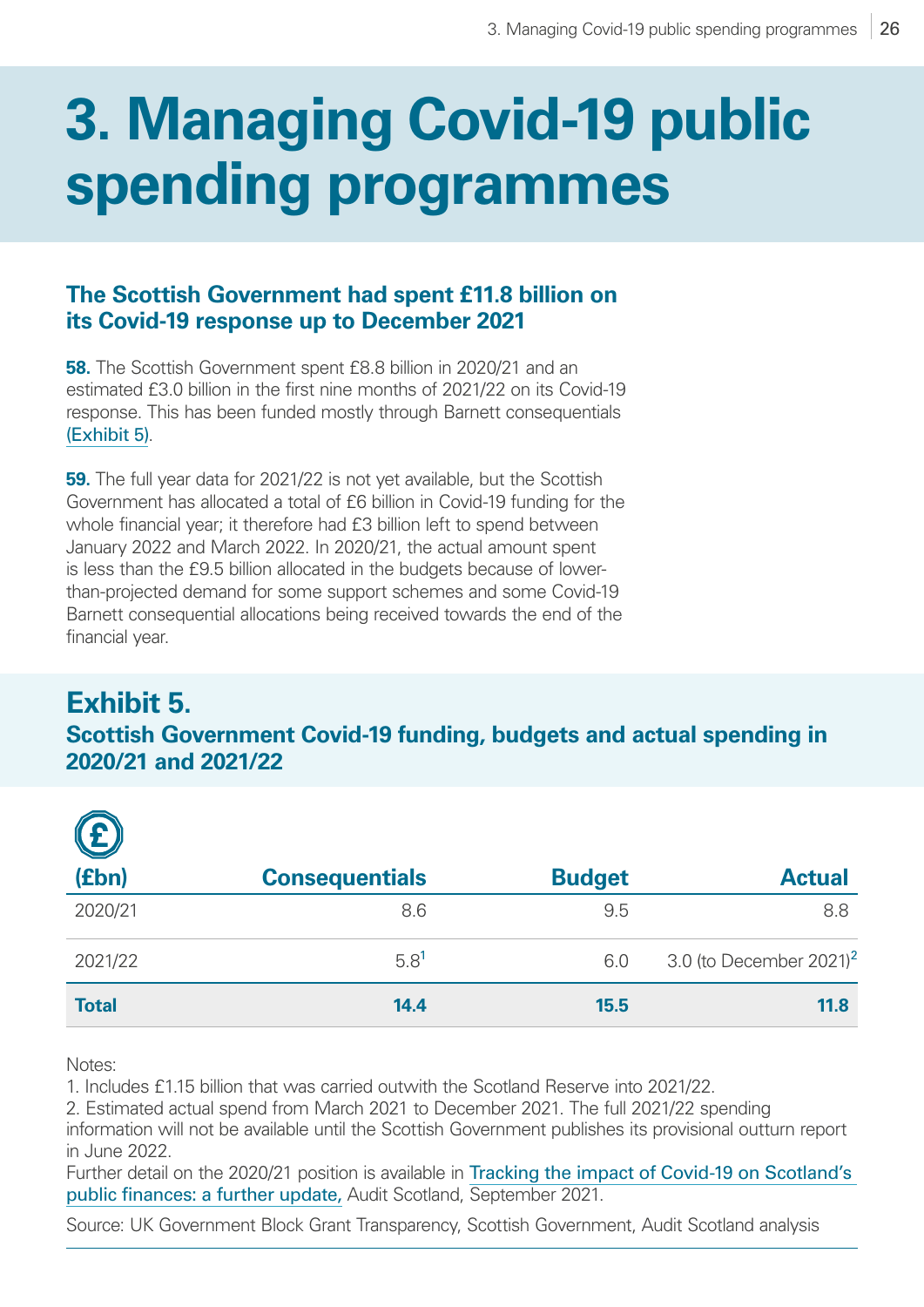# 3. Managing Covid-19 public spending programmes

## The Scottish Government had spent £11.8 billion on its Covid-19 response up to December 2021

**58.** The Scottish Government spent £8.8 billion in 2020/21 and an estimated £3.0 billion in the first nine months of 2021/22 on its Covid-19 response. This has been funded mostly through Barnett consequentials (Exhibit 5).

**59.** The full year data for 2021/22 is not yet available, but the Scottish Government has allocated a total of £6 billion in Covid-19 funding for the whole financial year; it therefore had £3 billion left to spend between January 2022 and March 2022. In 2020/21, the actual amount spent is less than the £9.5 billion allocated in the budgets because of lower-than-projected demand for some support schemes and some Covid-19 Barnett consequential allocations being received towards the end of the financial year.

## Exhibit 5.

### Scottish Government Covid-19 funding, budgets and actual spending in 2020/21 and 2021/22

| (£bn) | Consequentials | Budget | Actual |
|---|---|---|---|
| 2020/21 | 8.6 | 9.5 | 8.8 |
| 2021/22 | 5.8[1] | 6.0 | 3.0 (to December 2021)[2] |
| **Total** | **14.4** | **15.5** | **11.8** |

Notes:
1. Includes £1.15 billion that was carried outwith the Scotland Reserve into 2021/22.
2. Estimated actual spend from March 2021 to December 2021. The full 2021/22 spending information will not be available until the Scottish Government publishes its provisional outturn report in June 2022.

Further detail on the 2020/21 position is available in Tracking the impact of Covid-19 on Scotland's public finances: a further update, Audit Scotland, September 2021.

Source: UK Government Block Grant Transparency, Scottish Government, Audit Scotland analysis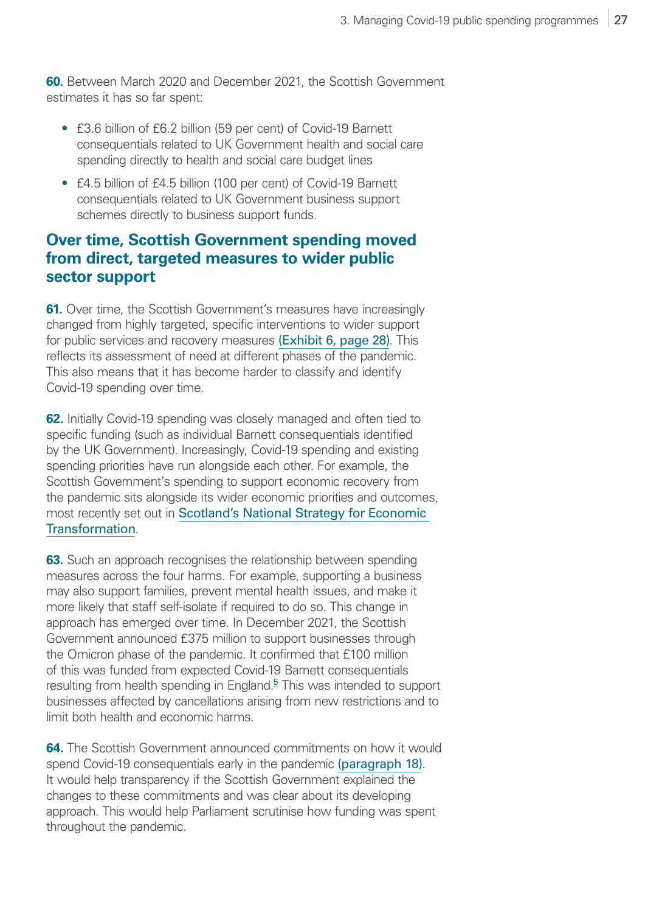**60.** Between March 2020 and December 2021, the Scottish Government estimates it has so far spent:

- £3.6 billion of £6.2 billion (59 per cent) of Covid-19 Barnett consequentials related to UK Government health and social care spending directly to health and social care budget lines
- £4.5 billion of £4.5 billion (100 per cent) of Covid-19 Barnett consequentials related to UK Government business support schemes directly to business support funds.

## Over time, Scottish Government spending moved from direct, targeted measures to wider public sector support

**61.** Over time, the Scottish Government's measures have increasingly changed from highly targeted, specific interventions to wider support for public services and recovery measures (Exhibit 6, page 28). This reflects its assessment of need at different phases of the pandemic. This also means that it has become harder to classify and identify Covid-19 spending over time.

**62.** Initially Covid-19 spending was closely managed and often tied to specific funding (such as individual Barnett consequentials identified by the UK Government). Increasingly, Covid-19 spending and existing spending priorities have run alongside each other. For example, the Scottish Government's spending to support economic recovery from the pandemic sits alongside its wider economic priorities and outcomes, most recently set out in Scotland's National Strategy for Economic Transformation.

**63.** Such an approach recognises the relationship between spending measures across the four harms. For example, supporting a business may also support families, prevent mental health issues, and make it more likely that staff self-isolate if required to do so. This change in approach has emerged over time. In December 2021, the Scottish Government announced £375 million to support businesses through the Omicron phase of the pandemic. It confirmed that £100 million of this was funded from expected Covid-19 Barnett consequentials resulting from health spending in England.[5] This was intended to support businesses affected by cancellations arising from new restrictions and to limit both health and economic harms.

**64.** The Scottish Government announced commitments on how it would spend Covid-19 consequentials early in the pandemic (paragraph 18). It would help transparency if the Scottish Government explained the changes to these commitments and was clear about its developing approach. This would help Parliament scrutinise how funding was spent throughout the pandemic.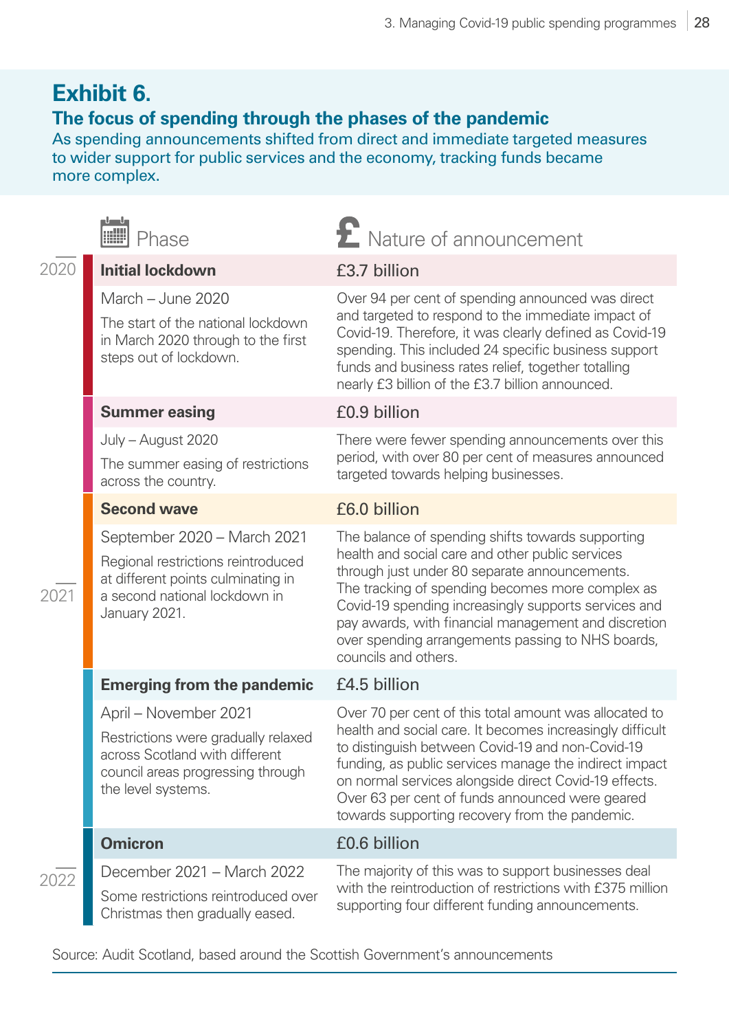## Exhibit 6.

### The focus of spending through the phases of the pandemic

As spending announcements shifted from direct and immediate targeted measures to wider support for public services and the economy, tracking funds became more complex.

| Year | Phase | Nature of announcement |
|---|---|---|
| 2020 | **Initial lockdown**<br>March – June 2020<br>The start of the national lockdown in March 2020 through to the first steps out of lockdown. | **£3.7 billion**<br>Over 94 per cent of spending announced was direct and targeted to respond to the immediate impact of Covid-19. Therefore, it was clearly defined as Covid-19 spending. This included 24 specific business support funds and business rates relief, together totalling nearly £3 billion of the £3.7 billion announced. |
| | **Summer easing**<br>July – August 2020<br>The summer easing of restrictions across the country. | **£0.9 billion**<br>There were fewer spending announcements over this period, with over 80 per cent of measures announced targeted towards helping businesses. |
| 2021 | **Second wave**<br>September 2020 – March 2021<br>Regional restrictions reintroduced at different points culminating in a second national lockdown in January 2021. | **£6.0 billion**<br>The balance of spending shifts towards supporting health and social care and other public services through just under 80 separate announcements. The tracking of spending becomes more complex as Covid-19 spending increasingly supports services and pay awards, with financial management and discretion over spending arrangements passing to NHS boards, councils and others. |
| | **Emerging from the pandemic**<br>April – November 2021<br>Restrictions were gradually relaxed across Scotland with different council areas progressing through the level systems. | **£4.5 billion**<br>Over 70 per cent of this total amount was allocated to health and social care. It becomes increasingly difficult to distinguish between Covid-19 and non-Covid-19 funding, as public services manage the indirect impact on normal services alongside direct Covid-19 effects. Over 63 per cent of funds announced were geared towards supporting recovery from the pandemic. |
| 2022 | **Omicron**<br>December 2021 – March 2022<br>Some restrictions reintroduced over Christmas then gradually eased. | **£0.6 billion**<br>The majority of this was to support businesses deal with the reintroduction of restrictions with £375 million supporting four different funding announcements. |

Source: Audit Scotland, based around the Scottish Government's announcements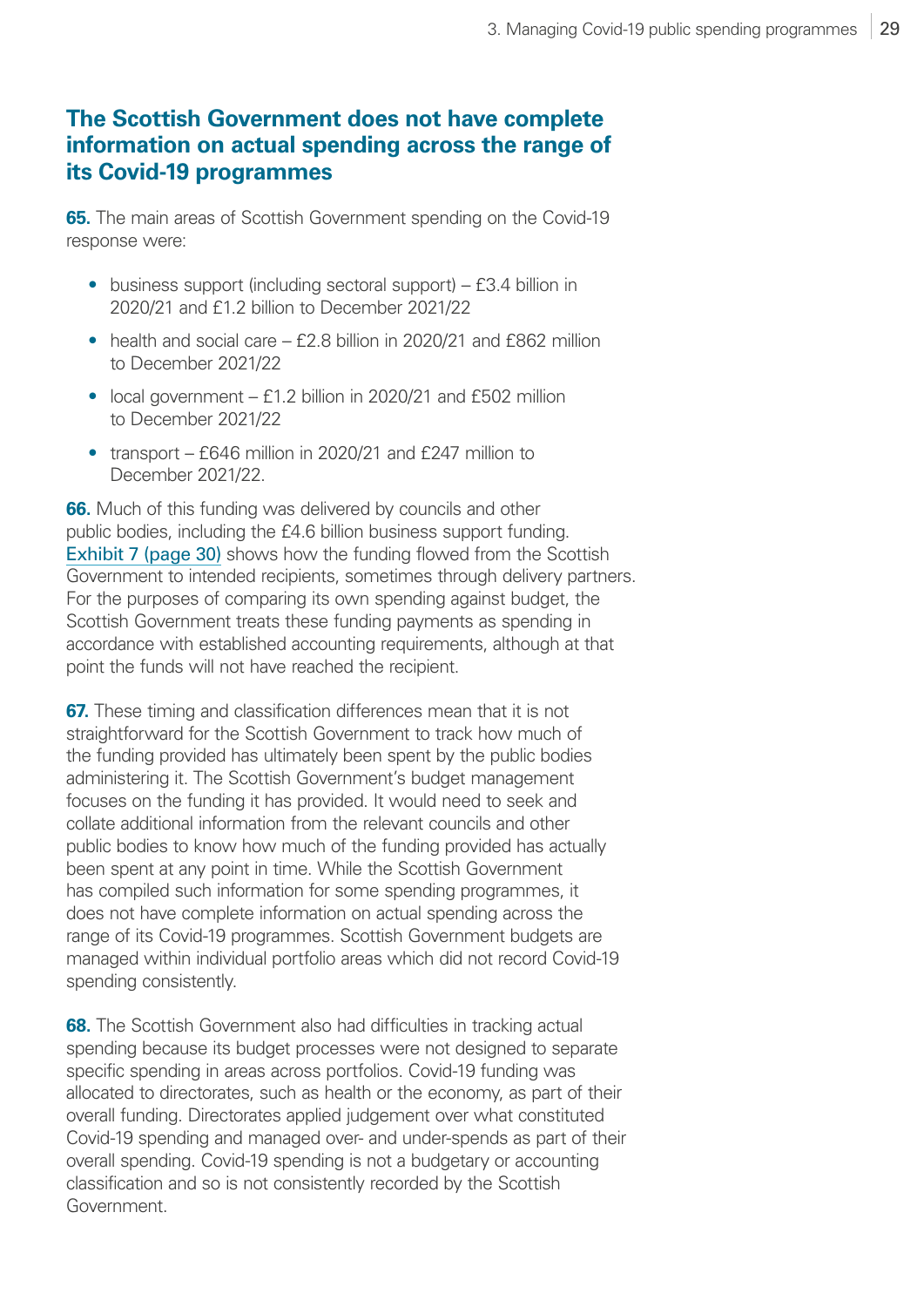## The Scottish Government does not have complete information on actual spending across the range of its Covid-19 programmes

**65.** The main areas of Scottish Government spending on the Covid-19 response were:

- business support (including sectoral support) – £3.4 billion in 2020/21 and £1.2 billion to December 2021/22
- health and social care – £2.8 billion in 2020/21 and £862 million to December 2021/22
- local government – £1.2 billion in 2020/21 and £502 million to December 2021/22
- transport – £646 million in 2020/21 and £247 million to December 2021/22.

**66.** Much of this funding was delivered by councils and other public bodies, including the £4.6 billion business support funding. Exhibit 7 (page 30) shows how the funding flowed from the Scottish Government to intended recipients, sometimes through delivery partners. For the purposes of comparing its own spending against budget, the Scottish Government treats these funding payments as spending in accordance with established accounting requirements, although at that point the funds will not have reached the recipient.

**67.** These timing and classification differences mean that it is not straightforward for the Scottish Government to track how much of the funding provided has ultimately been spent by the public bodies administering it. The Scottish Government's budget management focuses on the funding it has provided. It would need to seek and collate additional information from the relevant councils and other public bodies to know how much of the funding provided has actually been spent at any point in time. While the Scottish Government has compiled such information for some spending programmes, it does not have complete information on actual spending across the range of its Covid-19 programmes. Scottish Government budgets are managed within individual portfolio areas which did not record Covid-19 spending consistently.

**68.** The Scottish Government also had difficulties in tracking actual spending because its budget processes were not designed to separate specific spending in areas across portfolios. Covid-19 funding was allocated to directorates, such as health or the economy, as part of their overall funding. Directorates applied judgement over what constituted Covid-19 spending and managed over- and under-spends as part of their overall spending. Covid-19 spending is not a budgetary or accounting classification and so is not consistently recorded by the Scottish Government.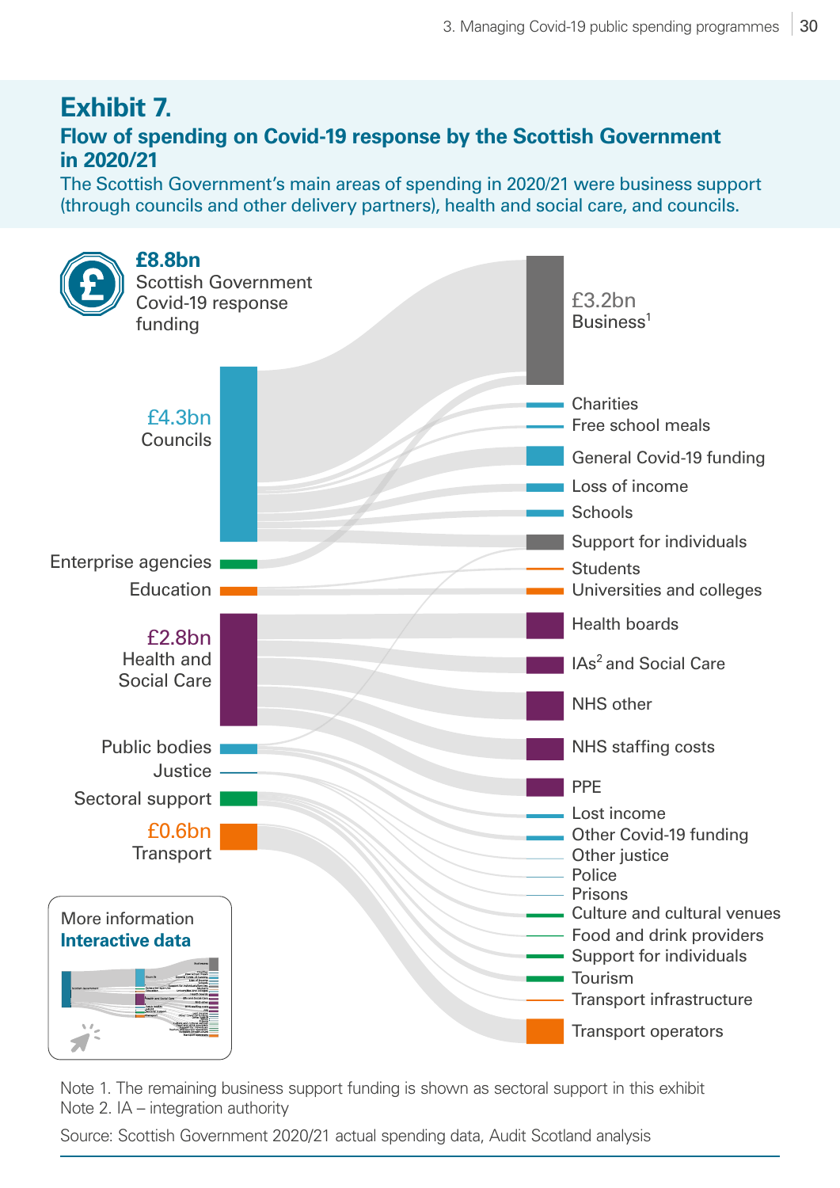## Exhibit 7.

### Flow of spending on Covid-19 response by the Scottish Government in 2020/21

The Scottish Government's main areas of spending in 2020/21 were business support (through councils and other delivery partners), health and social care, and councils.

**£8.8bn**
Scottish Government Covid-19 response funding

£4.3bn
Councils

Enterprise agencies

Education

£2.8bn
Health and Social Care

Public bodies

Justice

Sectoral support

£0.6bn
Transport

£3.2bn
Business[1]

Charities

Free school meals

General Covid-19 funding

Loss of income

Schools

Support for individuals

Students

Universities and colleges

Health boards

IAs[2] and Social Care

NHS other

NHS staffing costs

PPE

Lost income

Other Covid-19 funding

Other justice

Police

Prisons

Culture and cultural venues

Food and drink providers

Support for individuals

Tourism

Transport infrastructure

Transport operators

More information
**Interactive data**

Note 1. The remaining business support funding is shown as sectoral support in this exhibit
Note 2. IA – integration authority

Source: Scottish Government 2020/21 actual spending data, Audit Scotland analysis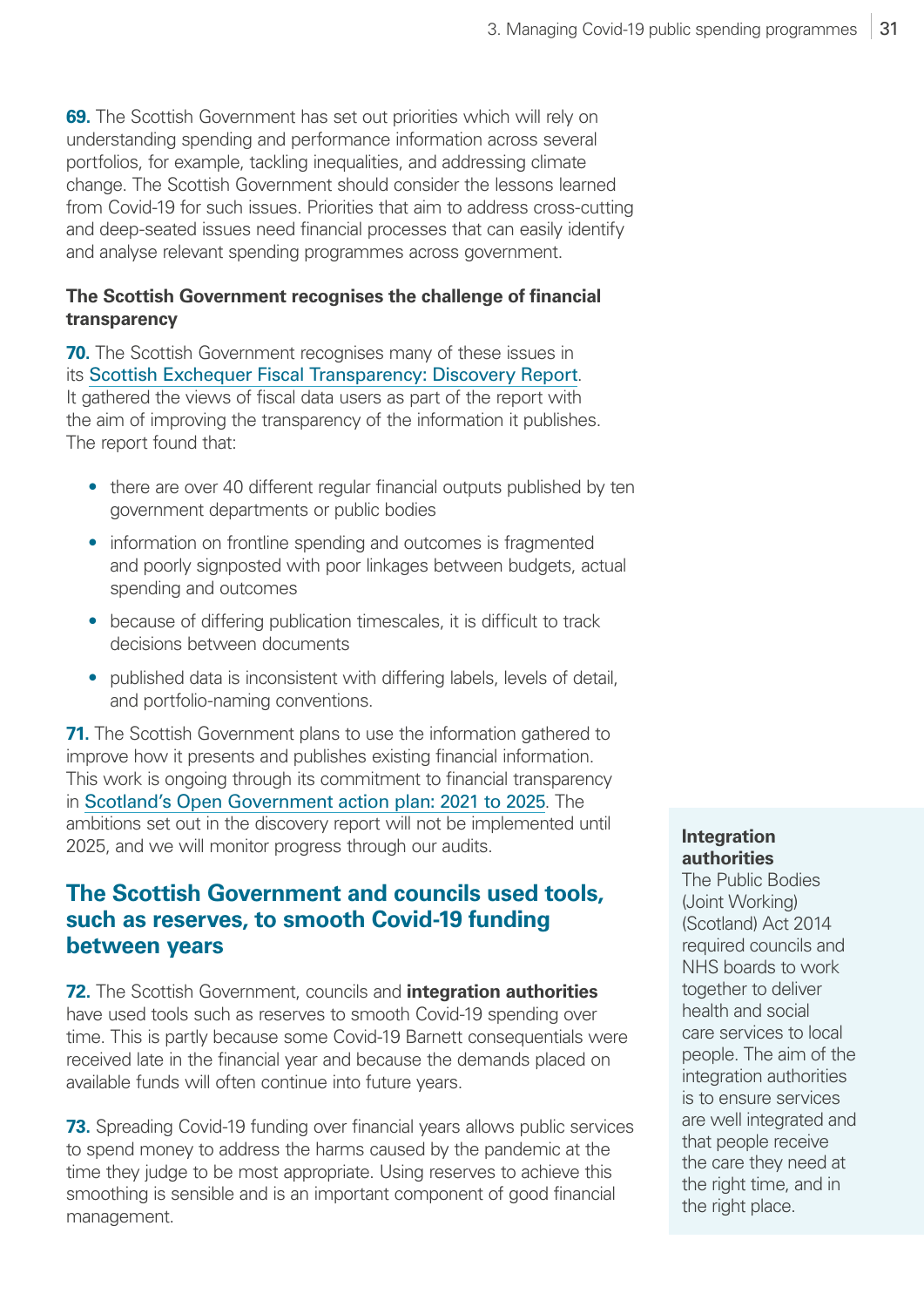**69.** The Scottish Government has set out priorities which will rely on understanding spending and performance information across several portfolios, for example, tackling inequalities, and addressing climate change. The Scottish Government should consider the lessons learned from Covid-19 for such issues. Priorities that aim to address cross-cutting and deep-seated issues need financial processes that can easily identify and analyse relevant spending programmes across government.

**The Scottish Government recognises the challenge of financial transparency**

**70.** The Scottish Government recognises many of these issues in its Scottish Exchequer Fiscal Transparency: Discovery Report. It gathered the views of fiscal data users as part of the report with the aim of improving the transparency of the information it publishes. The report found that:

- there are over 40 different regular financial outputs published by ten government departments or public bodies
- information on frontline spending and outcomes is fragmented and poorly signposted with poor linkages between budgets, actual spending and outcomes
- because of differing publication timescales, it is difficult to track decisions between documents
- published data is inconsistent with differing labels, levels of detail, and portfolio-naming conventions.

**71.** The Scottish Government plans to use the information gathered to improve how it presents and publishes existing financial information. This work is ongoing through its commitment to financial transparency in Scotland's Open Government action plan: 2021 to 2025. The ambitions set out in the discovery report will not be implemented until 2025, and we will monitor progress through our audits.

## The Scottish Government and councils used tools, such as reserves, to smooth Covid-19 funding between years

**72.** The Scottish Government, councils and **integration authorities** have used tools such as reserves to smooth Covid-19 spending over time. This is partly because some Covid-19 Barnett consequentials were received late in the financial year and because the demands placed on available funds will often continue into future years.

**73.** Spreading Covid-19 funding over financial years allows public services to spend money to address the harms caused by the pandemic at the time they judge to be most appropriate. Using reserves to achieve this smoothing is sensible and is an important component of good financial management.

**Integration authorities**
The Public Bodies (Joint Working) (Scotland) Act 2014 required councils and NHS boards to work together to deliver health and social care services to local people. The aim of the integration authorities is to ensure services are well integrated and that people receive the care they need at the right time, and in the right place.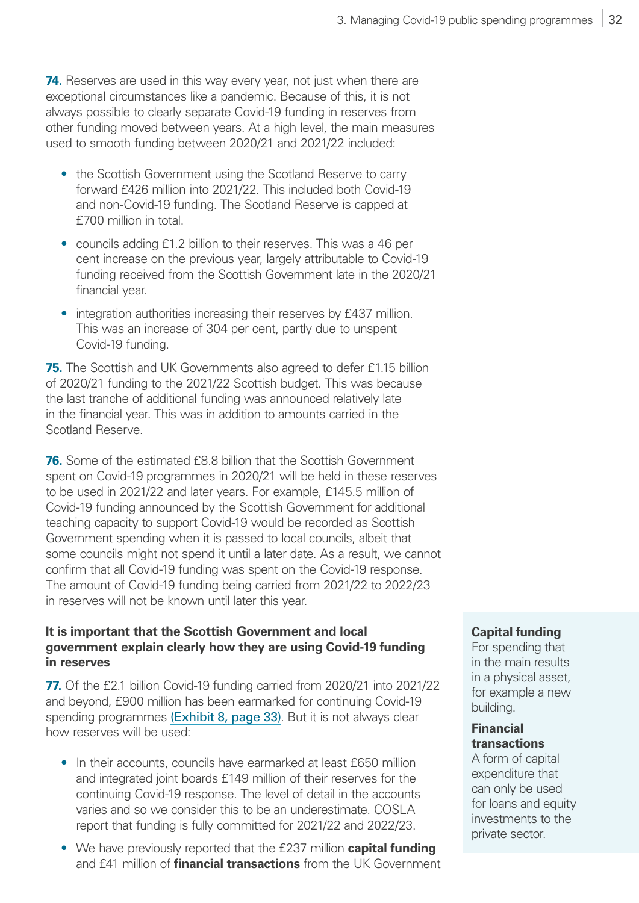**74.** Reserves are used in this way every year, not just when there are exceptional circumstances like a pandemic. Because of this, it is not always possible to clearly separate Covid-19 funding in reserves from other funding moved between years. At a high level, the main measures used to smooth funding between 2020/21 and 2021/22 included:

- the Scottish Government using the Scotland Reserve to carry forward £426 million into 2021/22. This included both Covid-19 and non-Covid-19 funding. The Scotland Reserve is capped at £700 million in total.
- councils adding £1.2 billion to their reserves. This was a 46 per cent increase on the previous year, largely attributable to Covid-19 funding received from the Scottish Government late in the 2020/21 financial year.
- integration authorities increasing their reserves by £437 million. This was an increase of 304 per cent, partly due to unspent Covid-19 funding.

**75.** The Scottish and UK Governments also agreed to defer £1.15 billion of 2020/21 funding to the 2021/22 Scottish budget. This was because the last tranche of additional funding was announced relatively late in the financial year. This was in addition to amounts carried in the Scotland Reserve.

**76.** Some of the estimated £8.8 billion that the Scottish Government spent on Covid-19 programmes in 2020/21 will be held in these reserves to be used in 2021/22 and later years. For example, £145.5 million of Covid-19 funding announced by the Scottish Government for additional teaching capacity to support Covid-19 would be recorded as Scottish Government spending when it is passed to local councils, albeit that some councils might not spend it until a later date. As a result, we cannot confirm that all Covid-19 funding was spent on the Covid-19 response. The amount of Covid-19 funding being carried from 2021/22 to 2022/23 in reserves will not be known until later this year.

**It is important that the Scottish Government and local government explain clearly how they are using Covid-19 funding in reserves**

**77.** Of the £2.1 billion Covid-19 funding carried from 2020/21 into 2021/22 and beyond, £900 million has been earmarked for continuing Covid-19 spending programmes (Exhibit 8, page 33). But it is not always clear how reserves will be used:

- In their accounts, councils have earmarked at least £650 million and integrated joint boards £149 million of their reserves for the continuing Covid-19 response. The level of detail in the accounts varies and so we consider this to be an underestimate. COSLA report that funding is fully committed for 2021/22 and 2022/23.
- We have previously reported that the £237 million **capital funding** and £41 million of **financial transactions** from the UK Government

**Capital funding**
For spending that in the main results in a physical asset, for example a new building.

**Financial transactions**
A form of capital expenditure that can only be used for loans and equity investments to the private sector.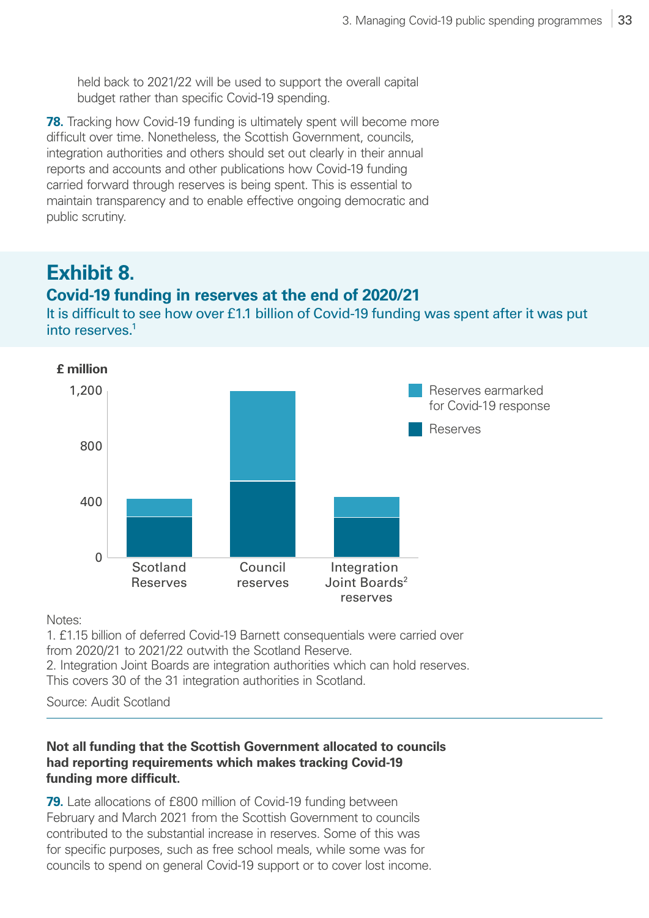held back to 2021/22 will be used to support the overall capital budget rather than specific Covid-19 spending.

**78.** Tracking how Covid-19 funding is ultimately spent will become more difficult over time. Nonetheless, the Scottish Government, councils, integration authorities and others should set out clearly in their annual reports and accounts and other publications how Covid-19 funding carried forward through reserves is being spent. This is essential to maintain transparency and to enable effective ongoing democratic and public scrutiny.

## Exhibit 8.

### Covid-19 funding in reserves at the end of 2020/21

It is difficult to see how over £1.1 billion of Covid-19 funding was spent after it was put into reserves.[1]

£ million

1,200

800

400

0

Scotland Reserves

Council reserves

Integration Joint Boards[2] reserves

Reserves earmarked for Covid-19 response

Reserves

Notes:
1. £1.15 billion of deferred Covid-19 Barnett consequentials were carried over from 2020/21 to 2021/22 outwith the Scotland Reserve.
2. Integration Joint Boards are integration authorities which can hold reserves. This covers 30 of the 31 integration authorities in Scotland.

Source: Audit Scotland

**Not all funding that the Scottish Government allocated to councils had reporting requirements which makes tracking Covid-19 funding more difficult.**

**79.** Late allocations of £800 million of Covid-19 funding between February and March 2021 from the Scottish Government to councils contributed to the substantial increase in reserves. Some of this was for specific purposes, such as free school meals, while some was for councils to spend on general Covid-19 support or to cover lost income.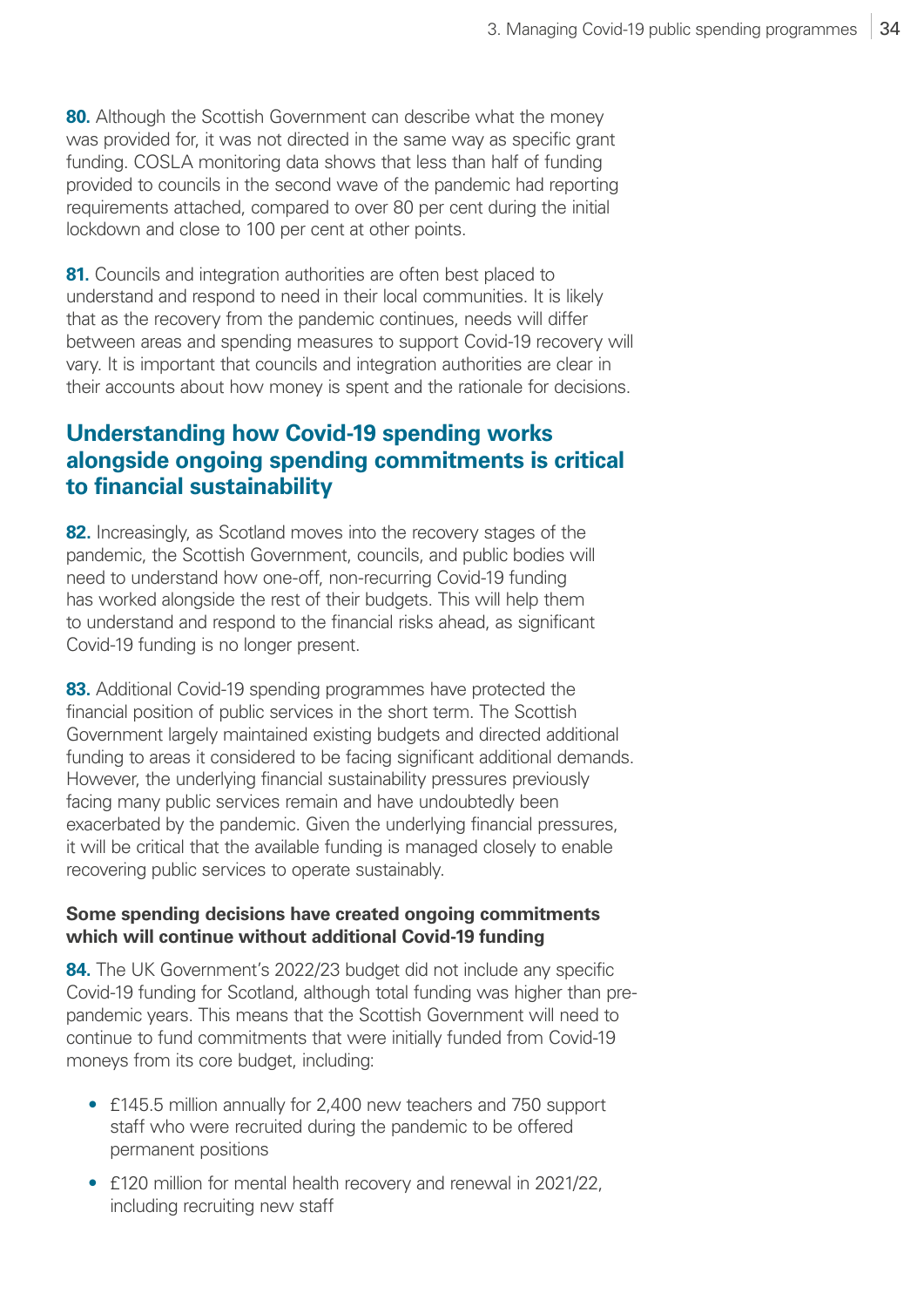**80.** Although the Scottish Government can describe what the money was provided for, it was not directed in the same way as specific grant funding. COSLA monitoring data shows that less than half of funding provided to councils in the second wave of the pandemic had reporting requirements attached, compared to over 80 per cent during the initial lockdown and close to 100 per cent at other points.

**81.** Councils and integration authorities are often best placed to understand and respond to need in their local communities. It is likely that as the recovery from the pandemic continues, needs will differ between areas and spending measures to support Covid-19 recovery will vary. It is important that councils and integration authorities are clear in their accounts about how money is spent and the rationale for decisions.

## Understanding how Covid-19 spending works alongside ongoing spending commitments is critical to financial sustainability

**82.** Increasingly, as Scotland moves into the recovery stages of the pandemic, the Scottish Government, councils, and public bodies will need to understand how one-off, non-recurring Covid-19 funding has worked alongside the rest of their budgets. This will help them to understand and respond to the financial risks ahead, as significant Covid-19 funding is no longer present.

**83.** Additional Covid-19 spending programmes have protected the financial position of public services in the short term. The Scottish Government largely maintained existing budgets and directed additional funding to areas it considered to be facing significant additional demands. However, the underlying financial sustainability pressures previously facing many public services remain and have undoubtedly been exacerbated by the pandemic. Given the underlying financial pressures, it will be critical that the available funding is managed closely to enable recovering public services to operate sustainably.

### Some spending decisions have created ongoing commitments which will continue without additional Covid-19 funding

**84.** The UK Government's 2022/23 budget did not include any specific Covid-19 funding for Scotland, although total funding was higher than pre-pandemic years. This means that the Scottish Government will need to continue to fund commitments that were initially funded from Covid-19 moneys from its core budget, including:

- £145.5 million annually for 2,400 new teachers and 750 support staff who were recruited during the pandemic to be offered permanent positions
- £120 million for mental health recovery and renewal in 2021/22, including recruiting new staff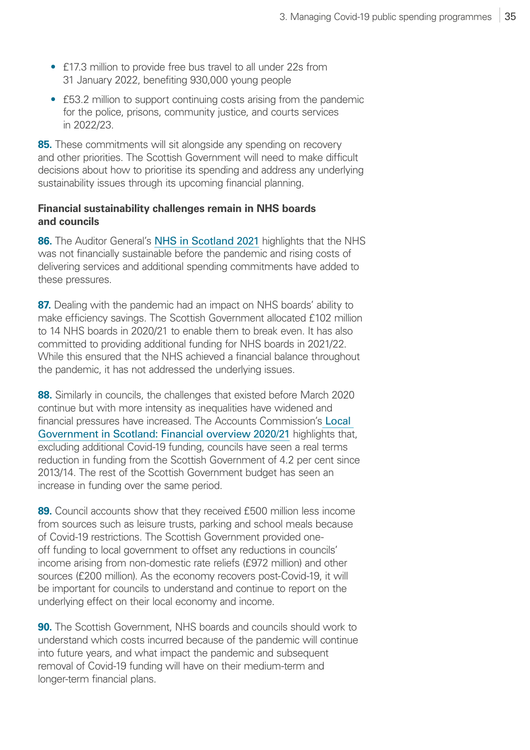- £17.3 million to provide free bus travel to all under 22s from 31 January 2022, benefiting 930,000 young people
- £53.2 million to support continuing costs arising from the pandemic for the police, prisons, community justice, and courts services in 2022/23.

**85.** These commitments will sit alongside any spending on recovery and other priorities. The Scottish Government will need to make difficult decisions about how to prioritise its spending and address any underlying sustainability issues through its upcoming financial planning.

### Financial sustainability challenges remain in NHS boards and councils

**86.** The Auditor General's NHS in Scotland 2021 highlights that the NHS was not financially sustainable before the pandemic and rising costs of delivering services and additional spending commitments have added to these pressures.

**87.** Dealing with the pandemic had an impact on NHS boards' ability to make efficiency savings. The Scottish Government allocated £102 million to 14 NHS boards in 2020/21 to enable them to break even. It has also committed to providing additional funding for NHS boards in 2021/22. While this ensured that the NHS achieved a financial balance throughout the pandemic, it has not addressed the underlying issues.

**88.** Similarly in councils, the challenges that existed before March 2020 continue but with more intensity as inequalities have widened and financial pressures have increased. The Accounts Commission's Local Government in Scotland: Financial overview 2020/21 highlights that, excluding additional Covid-19 funding, councils have seen a real terms reduction in funding from the Scottish Government of 4.2 per cent since 2013/14. The rest of the Scottish Government budget has seen an increase in funding over the same period.

**89.** Council accounts show that they received £500 million less income from sources such as leisure trusts, parking and school meals because of Covid-19 restrictions. The Scottish Government provided one-off funding to local government to offset any reductions in councils' income arising from non-domestic rate reliefs (£972 million) and other sources (£200 million). As the economy recovers post-Covid-19, it will be important for councils to understand and continue to report on the underlying effect on their local economy and income.

**90.** The Scottish Government, NHS boards and councils should work to understand which costs incurred because of the pandemic will continue into future years, and what impact the pandemic and subsequent removal of Covid-19 funding will have on their medium-term and longer-term financial plans.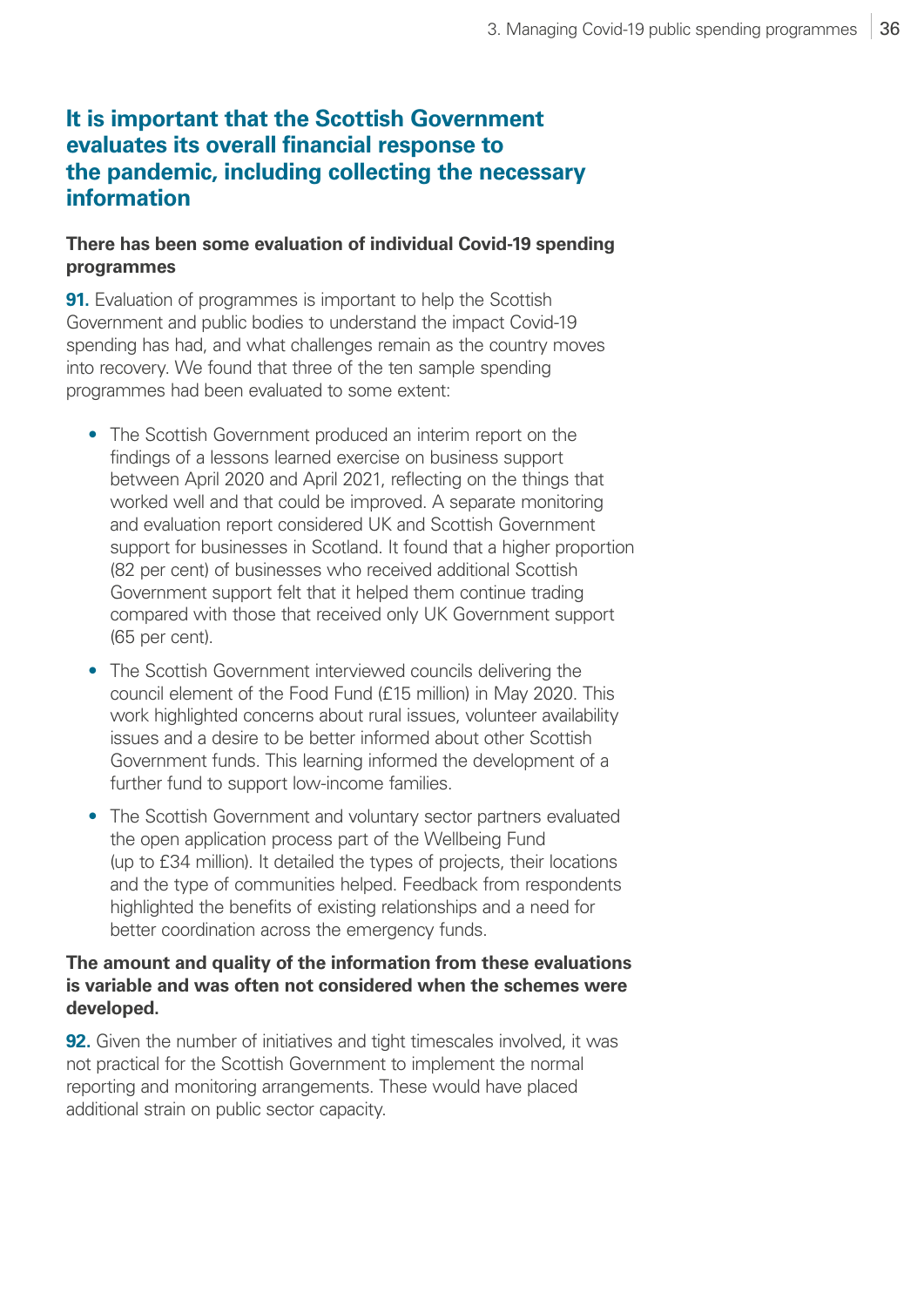## It is important that the Scottish Government evaluates its overall financial response to the pandemic, including collecting the necessary information

**There has been some evaluation of individual Covid-19 spending programmes**

**91.** Evaluation of programmes is important to help the Scottish Government and public bodies to understand the impact Covid-19 spending has had, and what challenges remain as the country moves into recovery. We found that three of the ten sample spending programmes had been evaluated to some extent:

- The Scottish Government produced an interim report on the findings of a lessons learned exercise on business support between April 2020 and April 2021, reflecting on the things that worked well and that could be improved. A separate monitoring and evaluation report considered UK and Scottish Government support for businesses in Scotland. It found that a higher proportion (82 per cent) of businesses who received additional Scottish Government support felt that it helped them continue trading compared with those that received only UK Government support (65 per cent).
- The Scottish Government interviewed councils delivering the council element of the Food Fund (£15 million) in May 2020. This work highlighted concerns about rural issues, volunteer availability issues and a desire to be better informed about other Scottish Government funds. This learning informed the development of a further fund to support low-income families.
- The Scottish Government and voluntary sector partners evaluated the open application process part of the Wellbeing Fund (up to £34 million). It detailed the types of projects, their locations and the type of communities helped. Feedback from respondents highlighted the benefits of existing relationships and a need for better coordination across the emergency funds.

**The amount and quality of the information from these evaluations is variable and was often not considered when the schemes were developed.**

**92.** Given the number of initiatives and tight timescales involved, it was not practical for the Scottish Government to implement the normal reporting and monitoring arrangements. These would have placed additional strain on public sector capacity.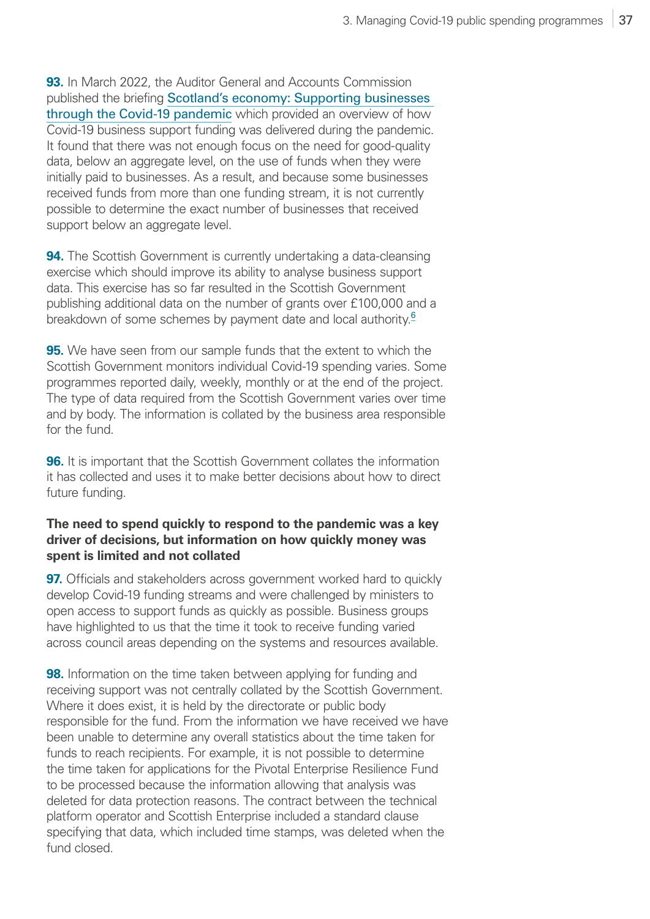**93.** In March 2022, the Auditor General and Accounts Commission published the briefing Scotland's economy: Supporting businesses through the Covid-19 pandemic which provided an overview of how Covid-19 business support funding was delivered during the pandemic. It found that there was not enough focus on the need for good-quality data, below an aggregate level, on the use of funds when they were initially paid to businesses. As a result, and because some businesses received funds from more than one funding stream, it is not currently possible to determine the exact number of businesses that received support below an aggregate level.

**94.** The Scottish Government is currently undertaking a data-cleansing exercise which should improve its ability to analyse business support data. This exercise has so far resulted in the Scottish Government publishing additional data on the number of grants over £100,000 and a breakdown of some schemes by payment date and local authority.[6]

**95.** We have seen from our sample funds that the extent to which the Scottish Government monitors individual Covid-19 spending varies. Some programmes reported daily, weekly, monthly or at the end of the project. The type of data required from the Scottish Government varies over time and by body. The information is collated by the business area responsible for the fund.

**96.** It is important that the Scottish Government collates the information it has collected and uses it to make better decisions about how to direct future funding.

### The need to spend quickly to respond to the pandemic was a key driver of decisions, but information on how quickly money was spent is limited and not collated

**97.** Officials and stakeholders across government worked hard to quickly develop Covid-19 funding streams and were challenged by ministers to open access to support funds as quickly as possible. Business groups have highlighted to us that the time it took to receive funding varied across council areas depending on the systems and resources available.

**98.** Information on the time taken between applying for funding and receiving support was not centrally collated by the Scottish Government. Where it does exist, it is held by the directorate or public body responsible for the fund. From the information we have received we have been unable to determine any overall statistics about the time taken for funds to reach recipients. For example, it is not possible to determine the time taken for applications for the Pivotal Enterprise Resilience Fund to be processed because the information allowing that analysis was deleted for data protection reasons. The contract between the technical platform operator and Scottish Enterprise included a standard clause specifying that data, which included time stamps, was deleted when the fund closed.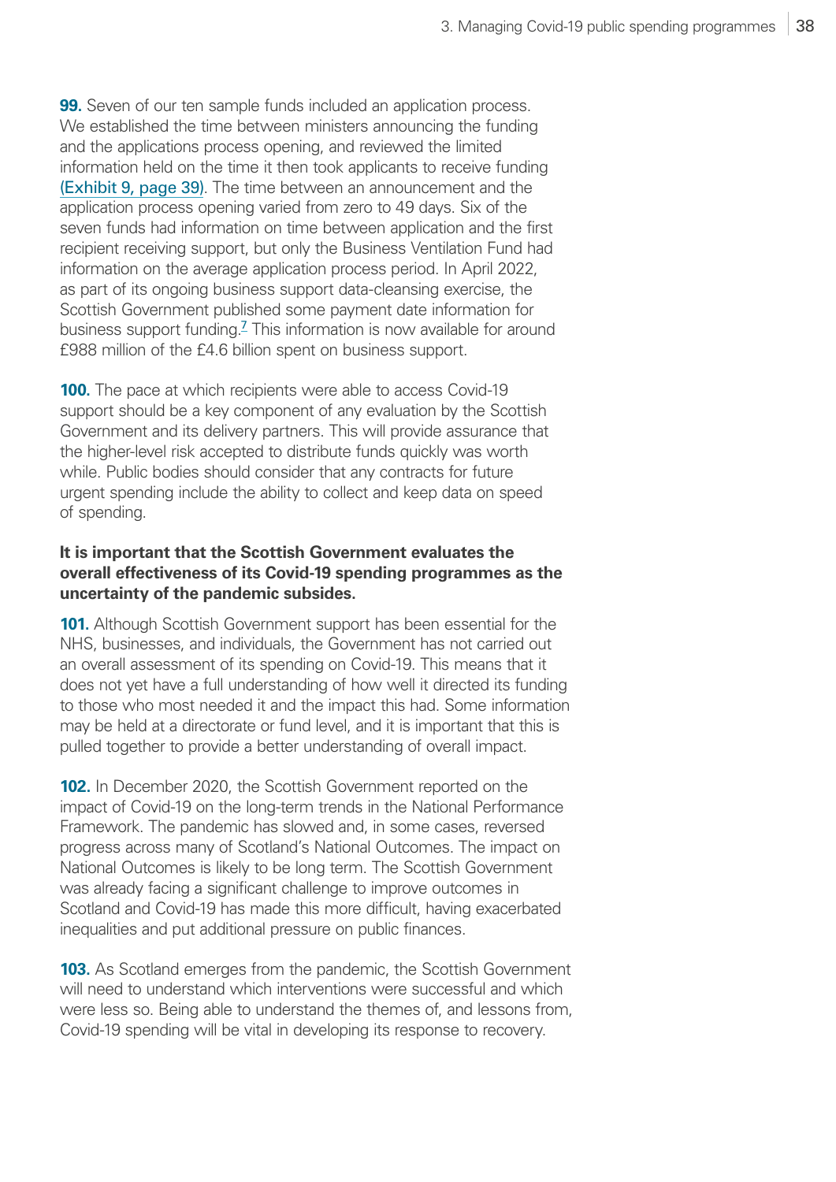**99.** Seven of our ten sample funds included an application process. We established the time between ministers announcing the funding and the applications process opening, and reviewed the limited information held on the time it then took applicants to receive funding (Exhibit 9, page 39). The time between an announcement and the application process opening varied from zero to 49 days. Six of the seven funds had information on time between application and the first recipient receiving support, but only the Business Ventilation Fund had information on the average application process period. In April 2022, as part of its ongoing business support data-cleansing exercise, the Scottish Government published some payment date information for business support funding.[7] This information is now available for around £988 million of the £4.6 billion spent on business support.

**100.** The pace at which recipients were able to access Covid-19 support should be a key component of any evaluation by the Scottish Government and its delivery partners. This will provide assurance that the higher-level risk accepted to distribute funds quickly was worth while. Public bodies should consider that any contracts for future urgent spending include the ability to collect and keep data on speed of spending.

**It is important that the Scottish Government evaluates the overall effectiveness of its Covid-19 spending programmes as the uncertainty of the pandemic subsides.**

**101.** Although Scottish Government support has been essential for the NHS, businesses, and individuals, the Government has not carried out an overall assessment of its spending on Covid-19. This means that it does not yet have a full understanding of how well it directed its funding to those who most needed it and the impact this had. Some information may be held at a directorate or fund level, and it is important that this is pulled together to provide a better understanding of overall impact.

**102.** In December 2020, the Scottish Government reported on the impact of Covid-19 on the long-term trends in the National Performance Framework. The pandemic has slowed and, in some cases, reversed progress across many of Scotland's National Outcomes. The impact on National Outcomes is likely to be long term. The Scottish Government was already facing a significant challenge to improve outcomes in Scotland and Covid-19 has made this more difficult, having exacerbated inequalities and put additional pressure on public finances.

**103.** As Scotland emerges from the pandemic, the Scottish Government will need to understand which interventions were successful and which were less so. Being able to understand the themes of, and lessons from, Covid-19 spending will be vital in developing its response to recovery.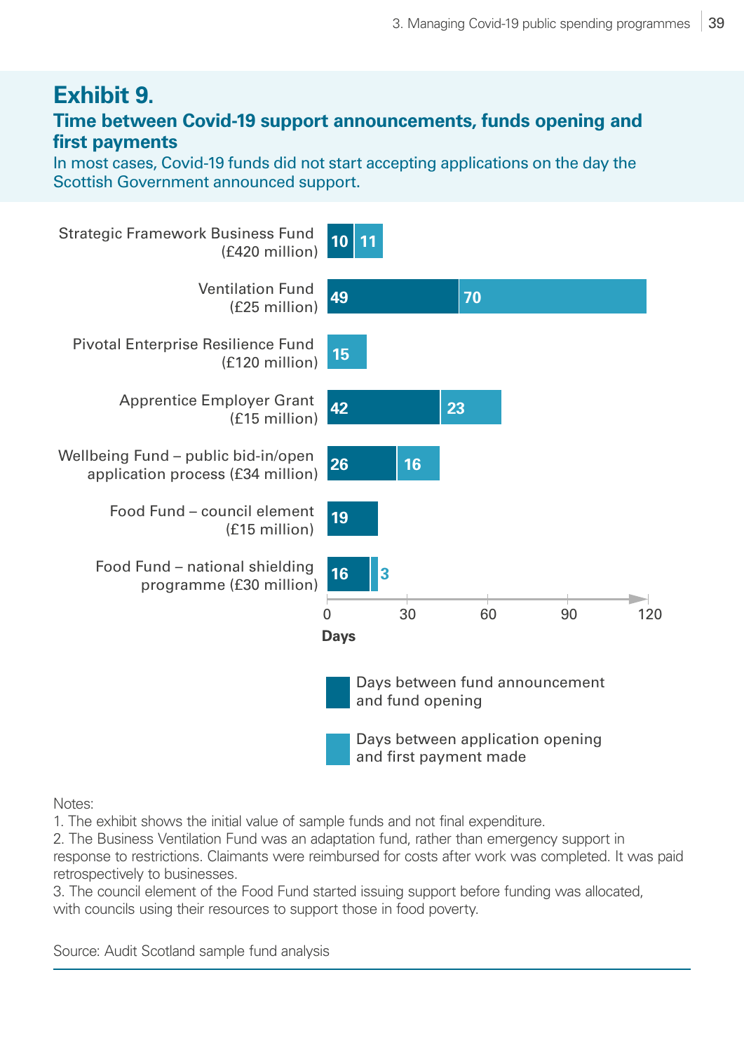## Exhibit 9.

### Time between Covid-19 support announcements, funds opening and first payments

In most cases, Covid-19 funds did not start accepting applications on the day the Scottish Government announced support.

| Fund | Days between fund announcement and fund opening | Days between application opening and first payment made |
|---|---|---|
| Strategic Framework Business Fund (£420 million) | 10 | 11 |
| Ventilation Fund (£25 million) | 49 | 70 |
| Pivotal Enterprise Resilience Fund (£120 million) | | 15 |
| Apprentice Employer Grant (£15 million) | 42 | 23 |
| Wellbeing Fund – public bid-in/open application process (£34 million) | 26 | 16 |
| Food Fund – council element (£15 million) | 19 | |
| Food Fund – national shielding programme (£30 million) | 16 | 3 |

Notes:
1. The exhibit shows the initial value of sample funds and not final expenditure.
2. The Business Ventilation Fund was an adaptation fund, rather than emergency support in response to restrictions. Claimants were reimbursed for costs after work was completed. It was paid retrospectively to businesses.
3. The council element of the Food Fund started issuing support before funding was allocated, with councils using their resources to support those in food poverty.

Source: Audit Scotland sample fund analysis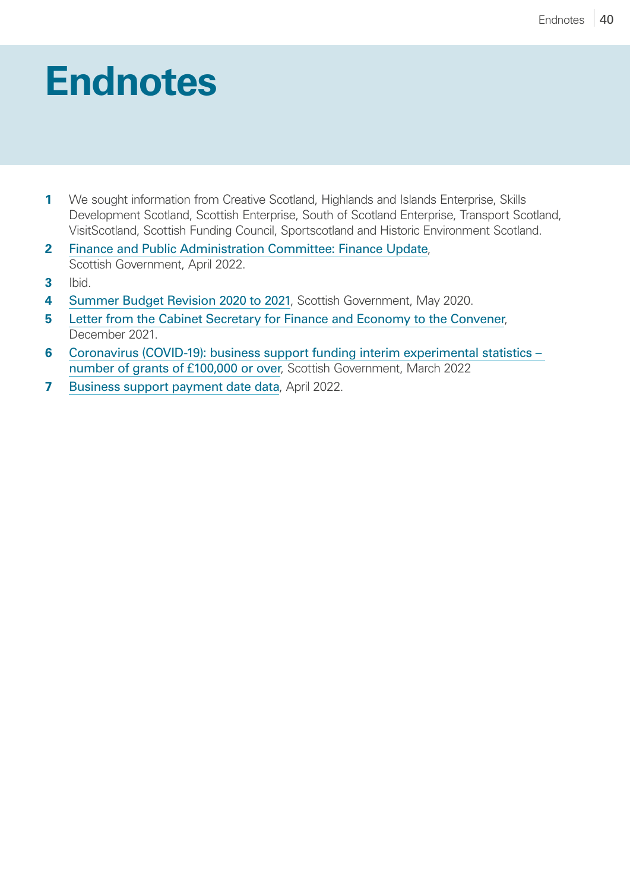# Endnotes

1. We sought information from Creative Scotland, Highlands and Islands Enterprise, Skills Development Scotland, Scottish Enterprise, South of Scotland Enterprise, Transport Scotland, VisitScotland, Scottish Funding Council, Sportscotland and Historic Environment Scotland.
2. Finance and Public Administration Committee: Finance Update, Scottish Government, April 2022.
3. Ibid.
4. Summer Budget Revision 2020 to 2021, Scottish Government, May 2020.
5. Letter from the Cabinet Secretary for Finance and Economy to the Convener, December 2021.
6. Coronavirus (COVID-19): business support funding interim experimental statistics – number of grants of £100,000 or over, Scottish Government, March 2022
7. Business support payment date data, April 2022.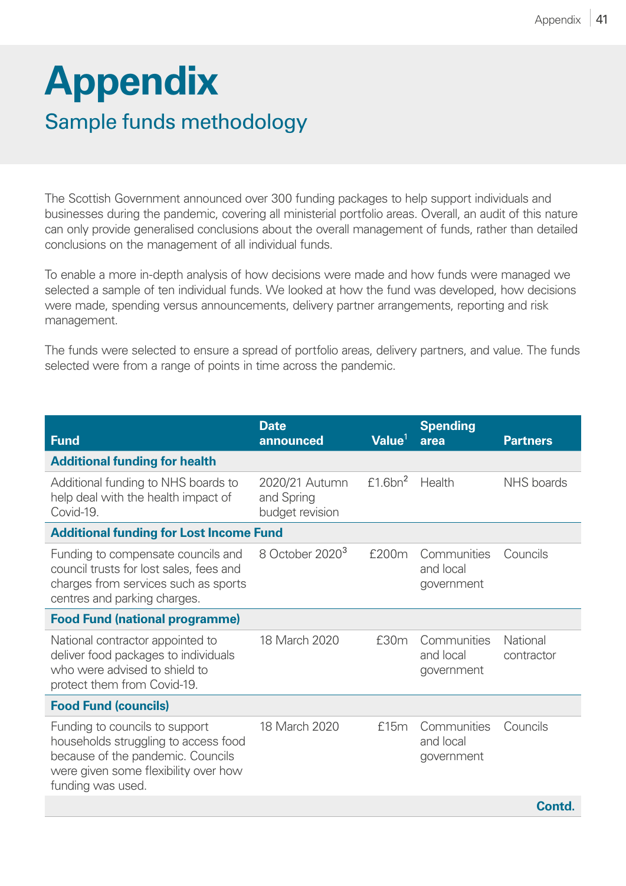# Appendix

## Sample funds methodology

The Scottish Government announced over 300 funding packages to help support individuals and businesses during the pandemic, covering all ministerial portfolio areas. Overall, an audit of this nature can only provide generalised conclusions about the overall management of funds, rather than detailed conclusions on the management of all individual funds.

To enable a more in-depth analysis of how decisions were made and how funds were managed we selected a sample of ten individual funds. We looked at how the fund was developed, how decisions were made, spending versus announcements, delivery partner arrangements, reporting and risk management.

The funds were selected to ensure a spread of portfolio areas, delivery partners, and value. The funds selected were from a range of points in time across the pandemic.

| Fund | Date announced | Value[1] | Spending area | Partners |
|---|---|---|---|---|
| **Additional funding for health** | | | | |
| Additional funding to NHS boards to help deal with the health impact of Covid-19. | 2020/21 Autumn and Spring budget revision | £1.6bn[2] | Health | NHS boards |
| **Additional funding for Lost Income Fund** | | | | |
| Funding to compensate councils and council trusts for lost sales, fees and charges from services such as sports centres and parking charges. | 8 October 2020[3] | £200m | Communities and local government | Councils |
| **Food Fund (national programme)** | | | | |
| National contractor appointed to deliver food packages to individuals who were advised to shield to protect them from Covid-19. | 18 March 2020 | £30m | Communities and local government | National contractor |
| **Food Fund (councils)** | | | | |
| Funding to councils to support households struggling to access food because of the pandemic. Councils were given some flexibility over how funding was used. | 18 March 2020 | £15m | Communities and local government | Councils |

**Contd.**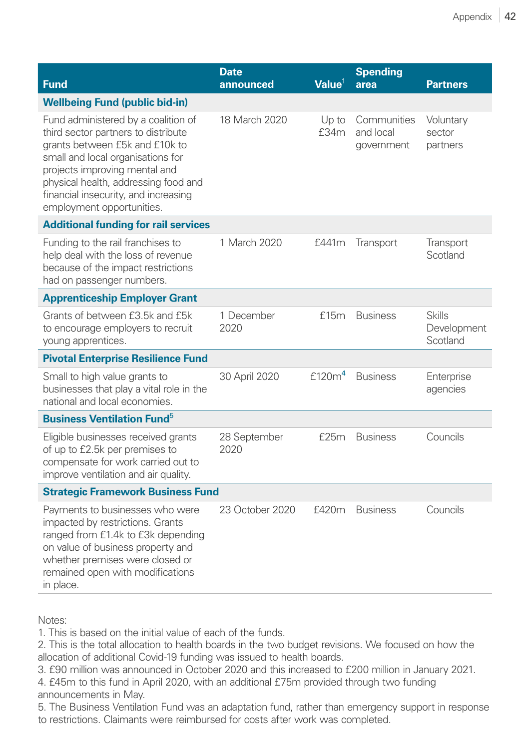| Fund | Date announced | Value[1] | Spending area | Partners |
|---|---|---|---|---|
| **Wellbeing Fund (public bid-in)** | | | | |
| Fund administered by a coalition of third sector partners to distribute grants between £5k and £10k to small and local organisations for projects improving mental and physical health, addressing food and financial insecurity, and increasing employment opportunities. | 18 March 2020 | Up to £34m | Communities and local government | Voluntary sector partners |
| **Additional funding for rail services** | | | | |
| Funding to the rail franchises to help deal with the loss of revenue because of the impact restrictions had on passenger numbers. | 1 March 2020 | £441m | Transport | Transport Scotland |
| **Apprenticeship Employer Grant** | | | | |
| Grants of between £3.5k and £5k to encourage employers to recruit young apprentices. | 1 December 2020 | £15m | Business | Skills Development Scotland |
| **Pivotal Enterprise Resilience Fund** | | | | |
| Small to high value grants to businesses that play a vital role in the national and local economies. | 30 April 2020 | £120m[4] | Business | Enterprise agencies |
| **Business Ventilation Fund[5]** | | | | |
| Eligible businesses received grants of up to £2.5k per premises to compensate for work carried out to improve ventilation and air quality. | 28 September 2020 | £25m | Business | Councils |
| **Strategic Framework Business Fund** | | | | |
| Payments to businesses who were impacted by restrictions. Grants ranged from £1.4k to £3k depending on value of business property and whether premises were closed or remained open with modifications in place. | 23 October 2020 | £420m | Business | Councils |

Notes:
1. This is based on the initial value of each of the funds.
2. This is the total allocation to health boards in the two budget revisions. We focused on how the allocation of additional Covid-19 funding was issued to health boards.
3. £90 million was announced in October 2020 and this increased to £200 million in January 2021.
4. £45m to this fund in April 2020, with an additional £75m provided through two funding announcements in May.
5. The Business Ventilation Fund was an adaptation fund, rather than emergency support in response to restrictions. Claimants were reimbursed for costs after work was completed.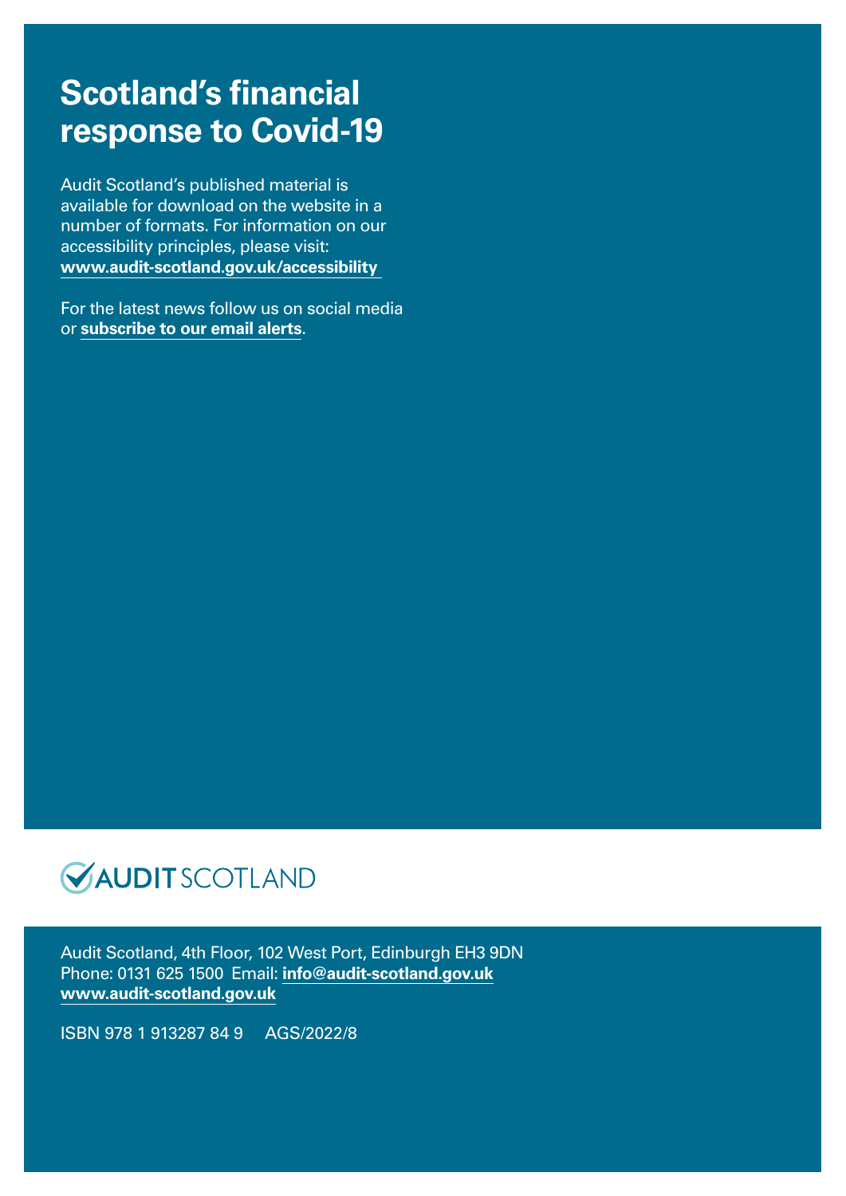# Scotland's financial response to Covid-19

Audit Scotland's published material is available for download on the website in a number of formats. For information on our accessibility principles, please visit: **www.audit-scotland.gov.uk/accessibility**

For the latest news follow us on social media or **subscribe to our email alerts**.

AUDIT SCOTLAND

Audit Scotland, 4th Floor, 102 West Port, Edinburgh EH3 9DN
Phone: 0131 625 1500 Email: **info@audit-scotland.gov.uk**
**www.audit-scotland.gov.uk**

ISBN 978 1 913287 84 9 AGS/2022/8